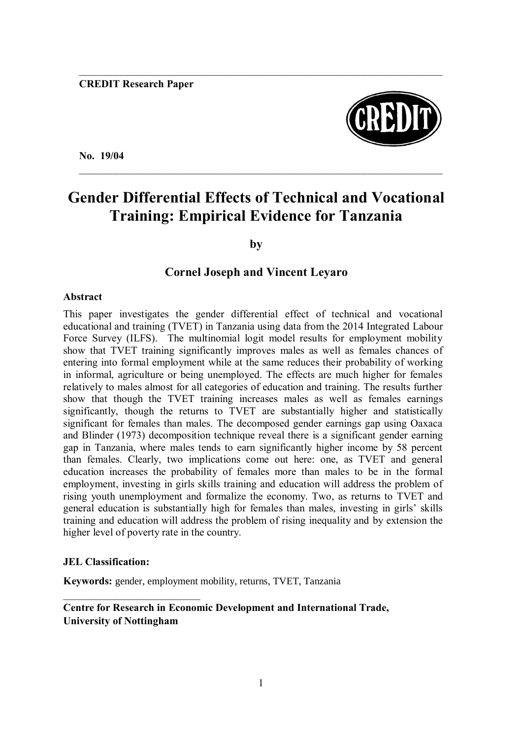**CREDIT Research Paper**

**No. 19/04**

# Gender Differential Effects of Technical and Vocational Training: Empirical Evidence for Tanzania

**by**

**Cornel Joseph and Vincent Leyaro**

**Abstract**

This paper investigates the gender differential effect of technical and vocational educational and training (TVET) in Tanzania using data from the 2014 Integrated Labour Force Survey (ILFS). The multinomial logit model results for employment mobility show that TVET training significantly improves males as well as females chances of entering into formal employment while at the same reduces their probability of working in informal, agriculture or being unemployed. The effects are much higher for females relatively to males almost for all categories of education and training. The results further show that though the TVET training increases males as well as females earnings significantly, though the returns to TVET are substantially higher and statistically significant for females than males. The decomposed gender earnings gap using Oaxaca and Blinder (1973) decomposition technique reveal there is a significant gender earning gap in Tanzania, where males tends to earn significantly higher income by 58 percent than females. Clearly, two implications come out here: one, as TVET and general education increases the probability of females more than males to be in the formal employment, investing in girls skills training and education will address the problem of rising youth unemployment and formalize the economy. Two, as returns to TVET and general education is substantially high for females than males, investing in girls' skills training and education will address the problem of rising inequality and by extension the higher level of poverty rate in the country.

**JEL Classification:**

**Keywords:** gender, employment mobility, returns, TVET, Tanzania

**Centre for Research in Economic Development and International Trade, University of Nottingham**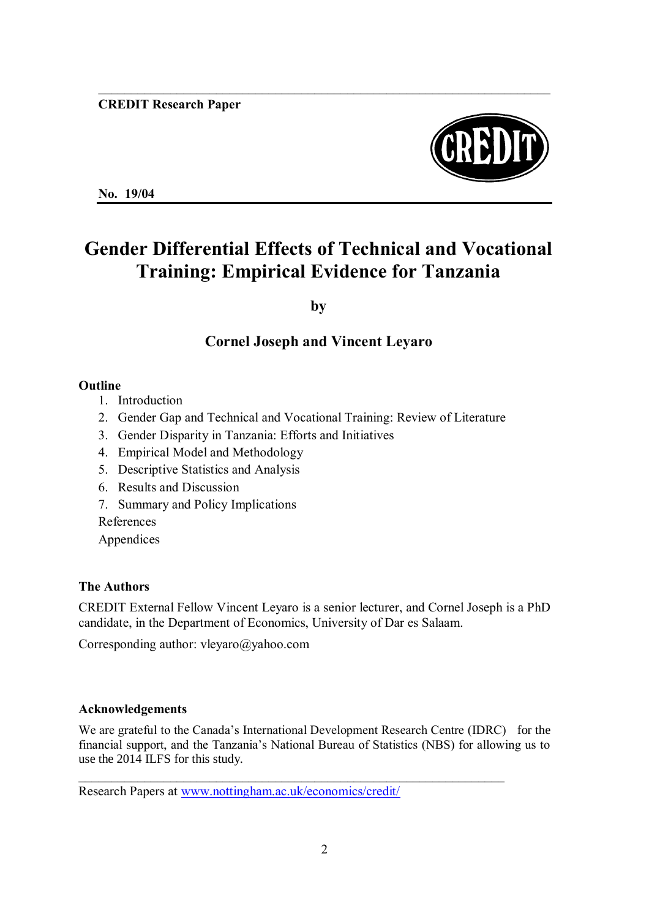**CREDIT Research Paper**

**No. 19/04**

# Gender Differential Effects of Technical and Vocational Training: Empirical Evidence for Tanzania

**by**

**Cornel Joseph and Vincent Leyaro**

**Outline**

1. Introduction
2. Gender Gap and Technical and Vocational Training: Review of Literature
3. Gender Disparity in Tanzania: Efforts and Initiatives
4. Empirical Model and Methodology
5. Descriptive Statistics and Analysis
6. Results and Discussion
7. Summary and Policy Implications

References

Appendices

**The Authors**

CREDIT External Fellow Vincent Leyaro is a senior lecturer, and Cornel Joseph is a PhD candidate, in the Department of Economics, University of Dar es Salaam.

Corresponding author: vleyaro@yahoo.com

**Acknowledgements**

We are grateful to the Canada's International Development Research Centre (IDRC) for the financial support, and the Tanzania's National Bureau of Statistics (NBS) for allowing us to use the 2014 ILFS for this study.

Research Papers at www.nottingham.ac.uk/economics/credit/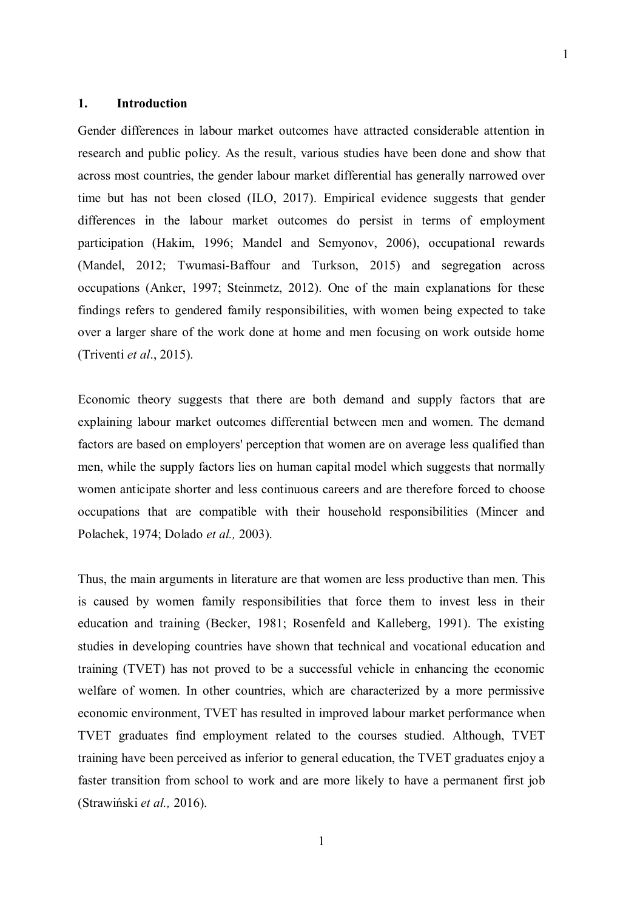## 1. Introduction

Gender differences in labour market outcomes have attracted considerable attention in research and public policy. As the result, various studies have been done and show that across most countries, the gender labour market differential has generally narrowed over time but has not been closed (ILO, 2017). Empirical evidence suggests that gender differences in the labour market outcomes do persist in terms of employment participation (Hakim, 1996; Mandel and Semyonov, 2006), occupational rewards (Mandel, 2012; Twumasi-Baffour and Turkson, 2015) and segregation across occupations (Anker, 1997; Steinmetz, 2012). One of the main explanations for these findings refers to gendered family responsibilities, with women being expected to take over a larger share of the work done at home and men focusing on work outside home (Triventi *et al*., 2015).

Economic theory suggests that there are both demand and supply factors that are explaining labour market outcomes differential between men and women. The demand factors are based on employers' perception that women are on average less qualified than men, while the supply factors lies on human capital model which suggests that normally women anticipate shorter and less continuous careers and are therefore forced to choose occupations that are compatible with their household responsibilities (Mincer and Polachek, 1974; Dolado *et al.,* 2003).

Thus, the main arguments in literature are that women are less productive than men. This is caused by women family responsibilities that force them to invest less in their education and training (Becker, 1981; Rosenfeld and Kalleberg, 1991). The existing studies in developing countries have shown that technical and vocational education and training (TVET) has not proved to be a successful vehicle in enhancing the economic welfare of women. In other countries, which are characterized by a more permissive economic environment, TVET has resulted in improved labour market performance when TVET graduates find employment related to the courses studied. Although, TVET training have been perceived as inferior to general education, the TVET graduates enjoy a faster transition from school to work and are more likely to have a permanent first job (Strawiński *et al.,* 2016).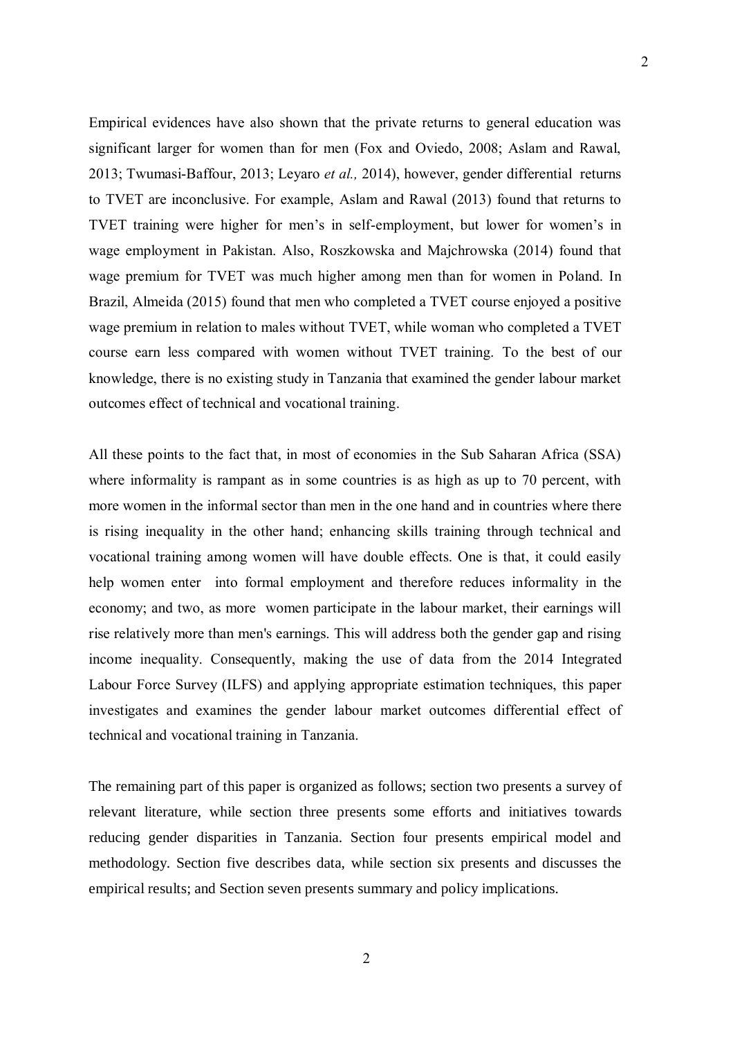Empirical evidences have also shown that the private returns to general education was significant larger for women than for men (Fox and Oviedo, 2008; Aslam and Rawal, 2013; Twumasi-Baffour, 2013; Leyaro *et al.,* 2014), however, gender differential returns to TVET are inconclusive. For example, Aslam and Rawal (2013) found that returns to TVET training were higher for men's in self-employment, but lower for women's in wage employment in Pakistan. Also, Roszkowska and Majchrowska (2014) found that wage premium for TVET was much higher among men than for women in Poland. In Brazil, Almeida (2015) found that men who completed a TVET course enjoyed a positive wage premium in relation to males without TVET, while woman who completed a TVET course earn less compared with women without TVET training. To the best of our knowledge, there is no existing study in Tanzania that examined the gender labour market outcomes effect of technical and vocational training.

All these points to the fact that, in most of economies in the Sub Saharan Africa (SSA) where informality is rampant as in some countries is as high as up to 70 percent, with more women in the informal sector than men in the one hand and in countries where there is rising inequality in the other hand; enhancing skills training through technical and vocational training among women will have double effects. One is that, it could easily help women enter into formal employment and therefore reduces informality in the economy; and two, as more women participate in the labour market, their earnings will rise relatively more than men's earnings. This will address both the gender gap and rising income inequality. Consequently, making the use of data from the 2014 Integrated Labour Force Survey (ILFS) and applying appropriate estimation techniques, this paper investigates and examines the gender labour market outcomes differential effect of technical and vocational training in Tanzania.

The remaining part of this paper is organized as follows; section two presents a survey of relevant literature, while section three presents some efforts and initiatives towards reducing gender disparities in Tanzania. Section four presents empirical model and methodology. Section five describes data, while section six presents and discusses the empirical results; and Section seven presents summary and policy implications.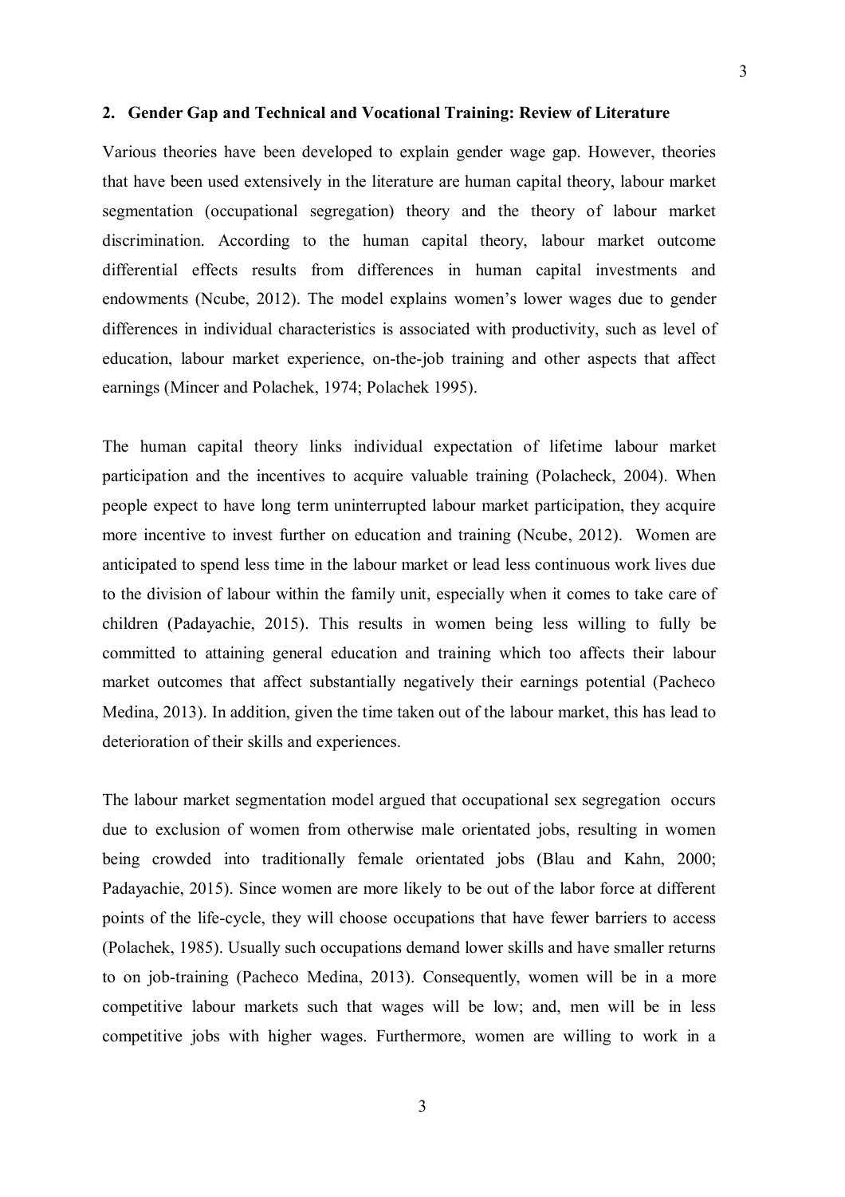## 2. Gender Gap and Technical and Vocational Training: Review of Literature

Various theories have been developed to explain gender wage gap. However, theories that have been used extensively in the literature are human capital theory, labour market segmentation (occupational segregation) theory and the theory of labour market discrimination. According to the human capital theory, labour market outcome differential effects results from differences in human capital investments and endowments (Ncube, 2012). The model explains women's lower wages due to gender differences in individual characteristics is associated with productivity, such as level of education, labour market experience, on-the-job training and other aspects that affect earnings (Mincer and Polachek, 1974; Polachek 1995).

The human capital theory links individual expectation of lifetime labour market participation and the incentives to acquire valuable training (Polacheck, 2004). When people expect to have long term uninterrupted labour market participation, they acquire more incentive to invest further on education and training (Ncube, 2012). Women are anticipated to spend less time in the labour market or lead less continuous work lives due to the division of labour within the family unit, especially when it comes to take care of children (Padayachie, 2015). This results in women being less willing to fully be committed to attaining general education and training which too affects their labour market outcomes that affect substantially negatively their earnings potential (Pacheco Medina, 2013). In addition, given the time taken out of the labour market, this has lead to deterioration of their skills and experiences.

The labour market segmentation model argued that occupational sex segregation occurs due to exclusion of women from otherwise male orientated jobs, resulting in women being crowded into traditionally female orientated jobs (Blau and Kahn, 2000; Padayachie, 2015). Since women are more likely to be out of the labor force at different points of the life-cycle, they will choose occupations that have fewer barriers to access (Polachek, 1985). Usually such occupations demand lower skills and have smaller returns to on job-training (Pacheco Medina, 2013). Consequently, women will be in a more competitive labour markets such that wages will be low; and, men will be in less competitive jobs with higher wages. Furthermore, women are willing to work in a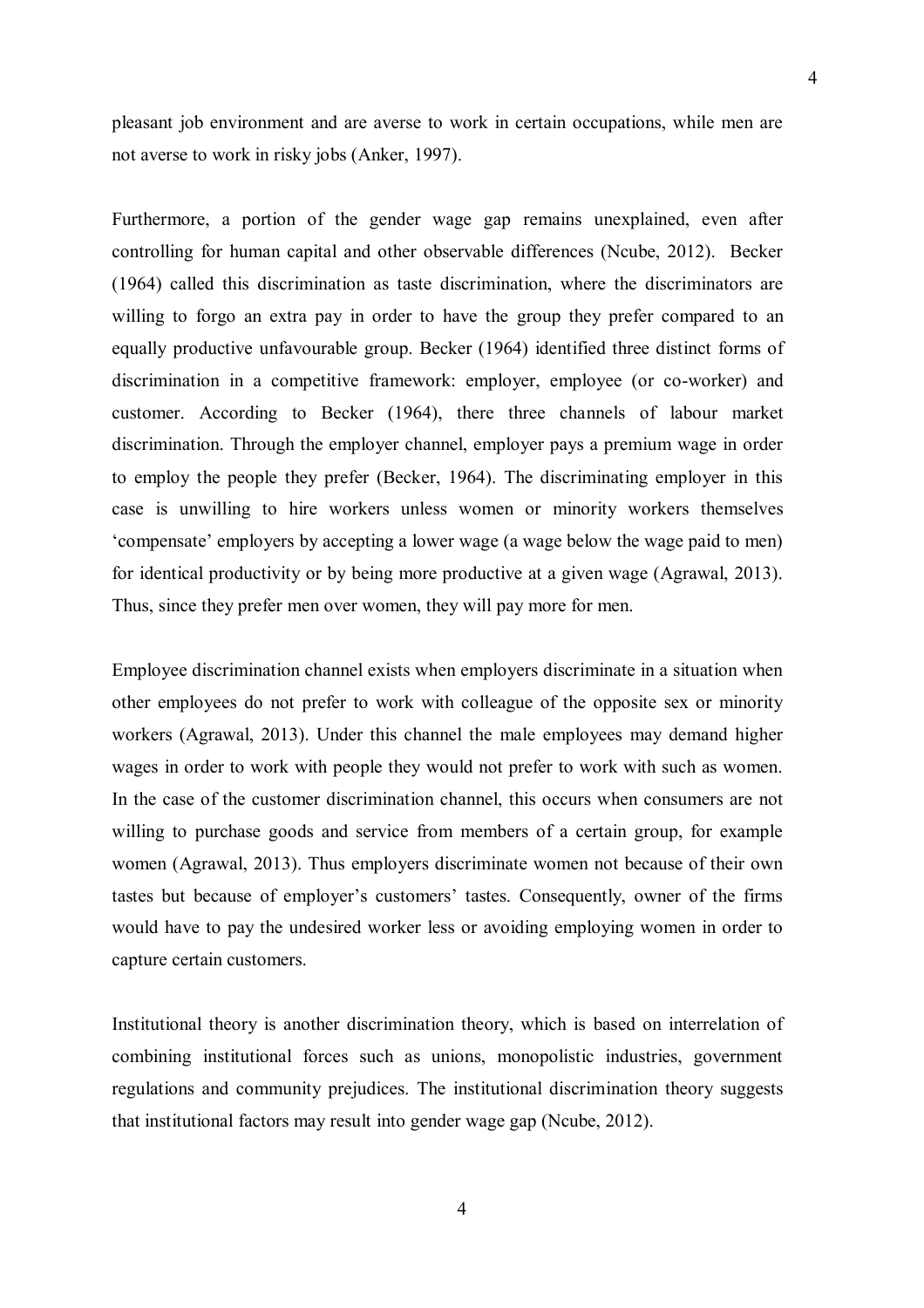pleasant job environment and are averse to work in certain occupations, while men are not averse to work in risky jobs (Anker, 1997).

Furthermore, a portion of the gender wage gap remains unexplained, even after controlling for human capital and other observable differences (Ncube, 2012). Becker (1964) called this discrimination as taste discrimination, where the discriminators are willing to forgo an extra pay in order to have the group they prefer compared to an equally productive unfavourable group. Becker (1964) identified three distinct forms of discrimination in a competitive framework: employer, employee (or co-worker) and customer. According to Becker (1964), there three channels of labour market discrimination. Through the employer channel, employer pays a premium wage in order to employ the people they prefer (Becker, 1964). The discriminating employer in this case is unwilling to hire workers unless women or minority workers themselves 'compensate' employers by accepting a lower wage (a wage below the wage paid to men) for identical productivity or by being more productive at a given wage (Agrawal, 2013). Thus, since they prefer men over women, they will pay more for men.

Employee discrimination channel exists when employers discriminate in a situation when other employees do not prefer to work with colleague of the opposite sex or minority workers (Agrawal, 2013). Under this channel the male employees may demand higher wages in order to work with people they would not prefer to work with such as women. In the case of the customer discrimination channel, this occurs when consumers are not willing to purchase goods and service from members of a certain group, for example women (Agrawal, 2013). Thus employers discriminate women not because of their own tastes but because of employer's customers' tastes. Consequently, owner of the firms would have to pay the undesired worker less or avoiding employing women in order to capture certain customers.

Institutional theory is another discrimination theory, which is based on interrelation of combining institutional forces such as unions, monopolistic industries, government regulations and community prejudices. The institutional discrimination theory suggests that institutional factors may result into gender wage gap (Ncube, 2012).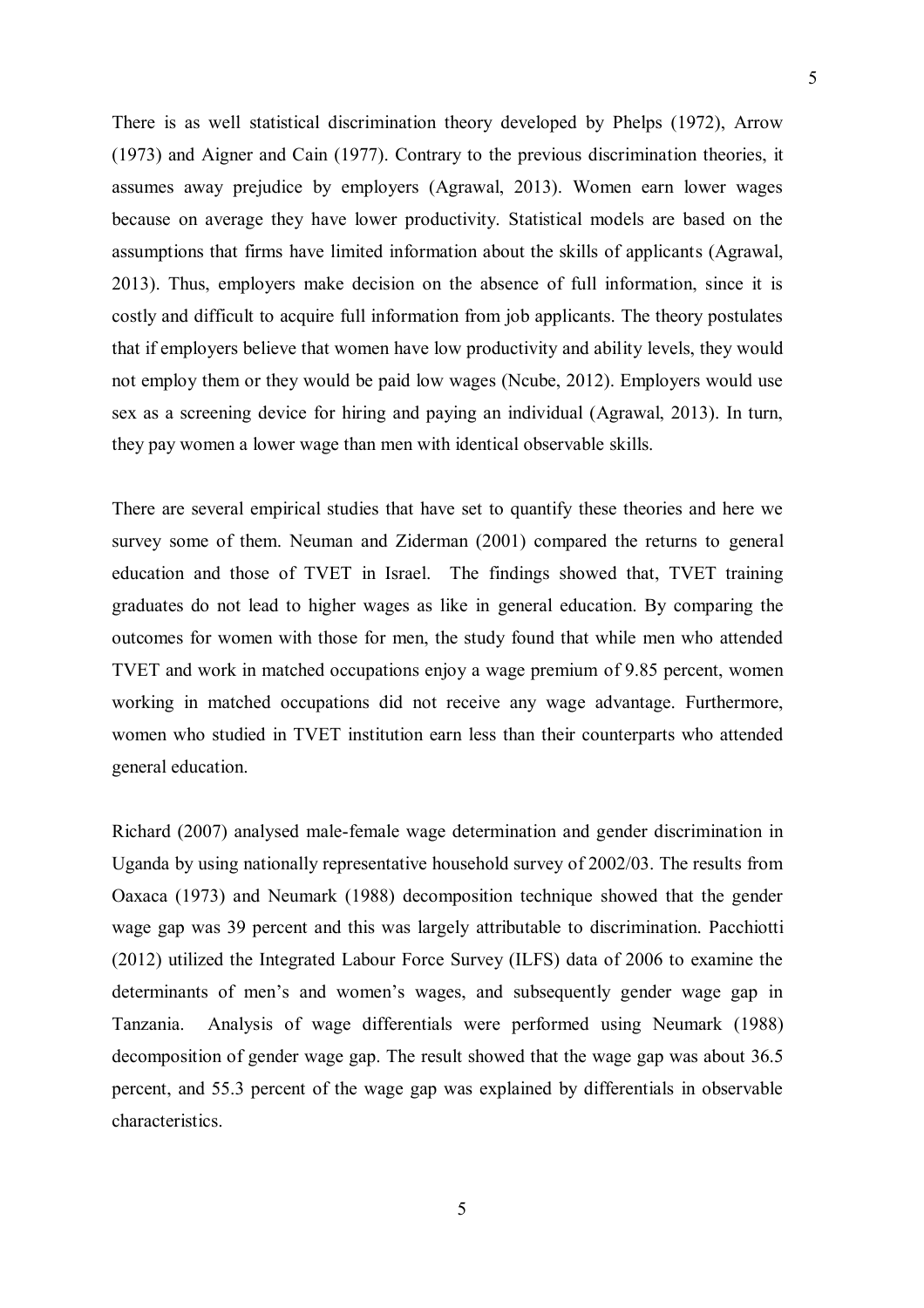There is as well statistical discrimination theory developed by Phelps (1972), Arrow (1973) and Aigner and Cain (1977). Contrary to the previous discrimination theories, it assumes away prejudice by employers (Agrawal, 2013). Women earn lower wages because on average they have lower productivity. Statistical models are based on the assumptions that firms have limited information about the skills of applicants (Agrawal, 2013). Thus, employers make decision on the absence of full information, since it is costly and difficult to acquire full information from job applicants. The theory postulates that if employers believe that women have low productivity and ability levels, they would not employ them or they would be paid low wages (Ncube, 2012). Employers would use sex as a screening device for hiring and paying an individual (Agrawal, 2013). In turn, they pay women a lower wage than men with identical observable skills.

There are several empirical studies that have set to quantify these theories and here we survey some of them. Neuman and Ziderman (2001) compared the returns to general education and those of TVET in Israel. The findings showed that, TVET training graduates do not lead to higher wages as like in general education. By comparing the outcomes for women with those for men, the study found that while men who attended TVET and work in matched occupations enjoy a wage premium of 9.85 percent, women working in matched occupations did not receive any wage advantage. Furthermore, women who studied in TVET institution earn less than their counterparts who attended general education.

Richard (2007) analysed male-female wage determination and gender discrimination in Uganda by using nationally representative household survey of 2002/03. The results from Oaxaca (1973) and Neumark (1988) decomposition technique showed that the gender wage gap was 39 percent and this was largely attributable to discrimination. Pacchiotti (2012) utilized the Integrated Labour Force Survey (ILFS) data of 2006 to examine the determinants of men's and women's wages, and subsequently gender wage gap in Tanzania. Analysis of wage differentials were performed using Neumark (1988) decomposition of gender wage gap. The result showed that the wage gap was about 36.5 percent, and 55.3 percent of the wage gap was explained by differentials in observable characteristics.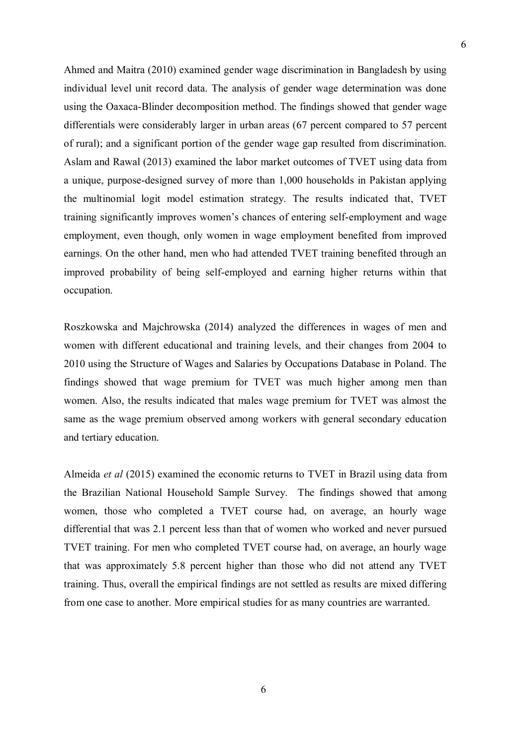Ahmed and Maitra (2010) examined gender wage discrimination in Bangladesh by using individual level unit record data. The analysis of gender wage determination was done using the Oaxaca-Blinder decomposition method. The findings showed that gender wage differentials were considerably larger in urban areas (67 percent compared to 57 percent of rural); and a significant portion of the gender wage gap resulted from discrimination. Aslam and Rawal (2013) examined the labor market outcomes of TVET using data from a unique, purpose-designed survey of more than 1,000 households in Pakistan applying the multinomial logit model estimation strategy. The results indicated that, TVET training significantly improves women's chances of entering self-employment and wage employment, even though, only women in wage employment benefited from improved earnings. On the other hand, men who had attended TVET training benefited through an improved probability of being self-employed and earning higher returns within that occupation.

Roszkowska and Majchrowska (2014) analyzed the differences in wages of men and women with different educational and training levels, and their changes from 2004 to 2010 using the Structure of Wages and Salaries by Occupations Database in Poland. The findings showed that wage premium for TVET was much higher among men than women. Also, the results indicated that males wage premium for TVET was almost the same as the wage premium observed among workers with general secondary education and tertiary education.

Almeida *et al* (2015) examined the economic returns to TVET in Brazil using data from the Brazilian National Household Sample Survey. The findings showed that among women, those who completed a TVET course had, on average, an hourly wage differential that was 2.1 percent less than that of women who worked and never pursued TVET training. For men who completed TVET course had, on average, an hourly wage that was approximately 5.8 percent higher than those who did not attend any TVET training. Thus, overall the empirical findings are not settled as results are mixed differing from one case to another. More empirical studies for as many countries are warranted.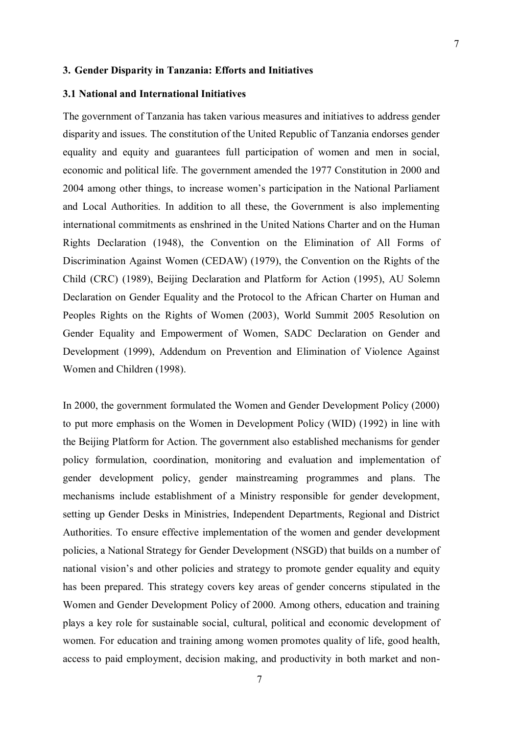## 3. Gender Disparity in Tanzania: Efforts and Initiatives

### 3.1 National and International Initiatives

The government of Tanzania has taken various measures and initiatives to address gender disparity and issues. The constitution of the United Republic of Tanzania endorses gender equality and equity and guarantees full participation of women and men in social, economic and political life. The government amended the 1977 Constitution in 2000 and 2004 among other things, to increase women's participation in the National Parliament and Local Authorities. In addition to all these, the Government is also implementing international commitments as enshrined in the United Nations Charter and on the Human Rights Declaration (1948), the Convention on the Elimination of All Forms of Discrimination Against Women (CEDAW) (1979), the Convention on the Rights of the Child (CRC) (1989), Beijing Declaration and Platform for Action (1995), AU Solemn Declaration on Gender Equality and the Protocol to the African Charter on Human and Peoples Rights on the Rights of Women (2003), World Summit 2005 Resolution on Gender Equality and Empowerment of Women, SADC Declaration on Gender and Development (1999), Addendum on Prevention and Elimination of Violence Against Women and Children (1998).

In 2000, the government formulated the Women and Gender Development Policy (2000) to put more emphasis on the Women in Development Policy (WID) (1992) in line with the Beijing Platform for Action. The government also established mechanisms for gender policy formulation, coordination, monitoring and evaluation and implementation of gender development policy, gender mainstreaming programmes and plans. The mechanisms include establishment of a Ministry responsible for gender development, setting up Gender Desks in Ministries, Independent Departments, Regional and District Authorities. To ensure effective implementation of the women and gender development policies, a National Strategy for Gender Development (NSGD) that builds on a number of national vision's and other policies and strategy to promote gender equality and equity has been prepared. This strategy covers key areas of gender concerns stipulated in the Women and Gender Development Policy of 2000. Among others, education and training plays a key role for sustainable social, cultural, political and economic development of women. For education and training among women promotes quality of life, good health, access to paid employment, decision making, and productivity in both market and non-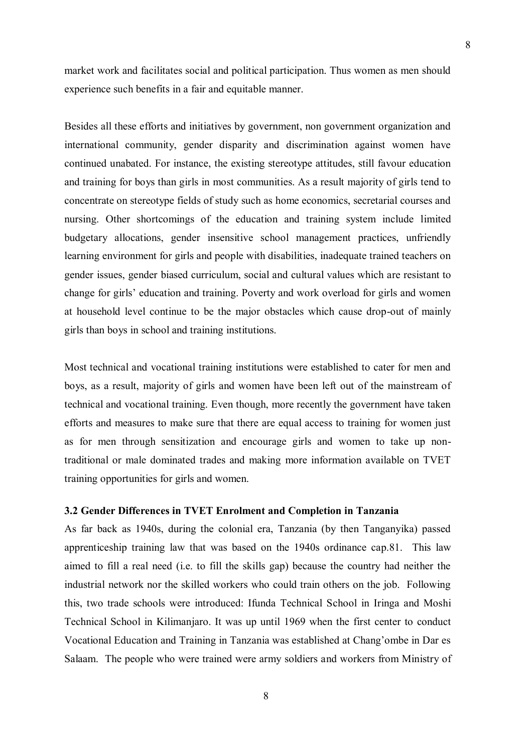market work and facilitates social and political participation. Thus women as men should experience such benefits in a fair and equitable manner.

Besides all these efforts and initiatives by government, non government organization and international community, gender disparity and discrimination against women have continued unabated. For instance, the existing stereotype attitudes, still favour education and training for boys than girls in most communities. As a result majority of girls tend to concentrate on stereotype fields of study such as home economics, secretarial courses and nursing. Other shortcomings of the education and training system include limited budgetary allocations, gender insensitive school management practices, unfriendly learning environment for girls and people with disabilities, inadequate trained teachers on gender issues, gender biased curriculum, social and cultural values which are resistant to change for girls' education and training. Poverty and work overload for girls and women at household level continue to be the major obstacles which cause drop-out of mainly girls than boys in school and training institutions.

Most technical and vocational training institutions were established to cater for men and boys, as a result, majority of girls and women have been left out of the mainstream of technical and vocational training. Even though, more recently the government have taken efforts and measures to make sure that there are equal access to training for women just as for men through sensitization and encourage girls and women to take up non-traditional or male dominated trades and making more information available on TVET training opportunities for girls and women.

### 3.2 Gender Differences in TVET Enrolment and Completion in Tanzania

As far back as 1940s, during the colonial era, Tanzania (by then Tanganyika) passed apprenticeship training law that was based on the 1940s ordinance cap.81. This law aimed to fill a real need (i.e. to fill the skills gap) because the country had neither the industrial network nor the skilled workers who could train others on the job. Following this, two trade schools were introduced: Ifunda Technical School in Iringa and Moshi Technical School in Kilimanjaro. It was up until 1969 when the first center to conduct Vocational Education and Training in Tanzania was established at Chang'ombe in Dar es Salaam. The people who were trained were army soldiers and workers from Ministry of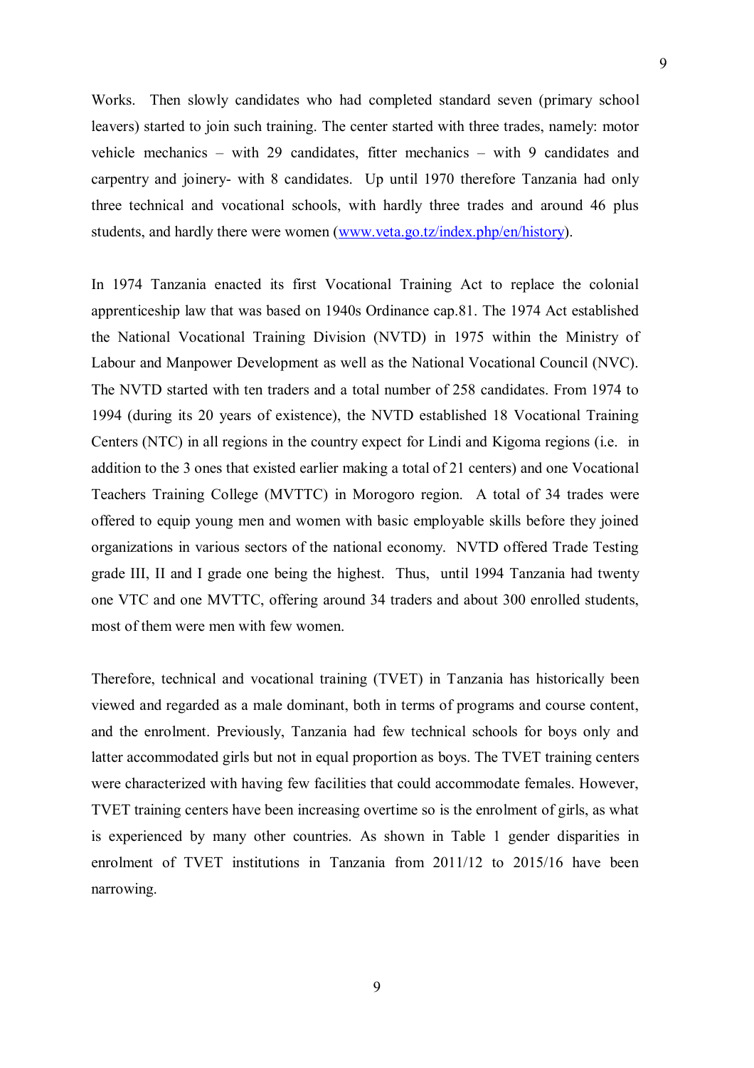Works. Then slowly candidates who had completed standard seven (primary school leavers) started to join such training. The center started with three trades, namely: motor vehicle mechanics – with 29 candidates, fitter mechanics – with 9 candidates and carpentry and joinery- with 8 candidates. Up until 1970 therefore Tanzania had only three technical and vocational schools, with hardly three trades and around 46 plus students, and hardly there were women ([www.veta.go.tz/index.php/en/history](www.veta.go.tz/index.php/en/history)).

In 1974 Tanzania enacted its first Vocational Training Act to replace the colonial apprenticeship law that was based on 1940s Ordinance cap.81. The 1974 Act established the National Vocational Training Division (NVTD) in 1975 within the Ministry of Labour and Manpower Development as well as the National Vocational Council (NVC). The NVTD started with ten traders and a total number of 258 candidates. From 1974 to 1994 (during its 20 years of existence), the NVTD established 18 Vocational Training Centers (NTC) in all regions in the country expect for Lindi and Kigoma regions (i.e. in addition to the 3 ones that existed earlier making a total of 21 centers) and one Vocational Teachers Training College (MVTTC) in Morogoro region. A total of 34 trades were offered to equip young men and women with basic employable skills before they joined organizations in various sectors of the national economy. NVTD offered Trade Testing grade III, II and I grade one being the highest. Thus, until 1994 Tanzania had twenty one VTC and one MVTTC, offering around 34 traders and about 300 enrolled students, most of them were men with few women.

Therefore, technical and vocational training (TVET) in Tanzania has historically been viewed and regarded as a male dominant, both in terms of programs and course content, and the enrolment. Previously, Tanzania had few technical schools for boys only and latter accommodated girls but not in equal proportion as boys. The TVET training centers were characterized with having few facilities that could accommodate females. However, TVET training centers have been increasing overtime so is the enrolment of girls, as what is experienced by many other countries. As shown in Table 1 gender disparities in enrolment of TVET institutions in Tanzania from 2011/12 to 2015/16 have been narrowing.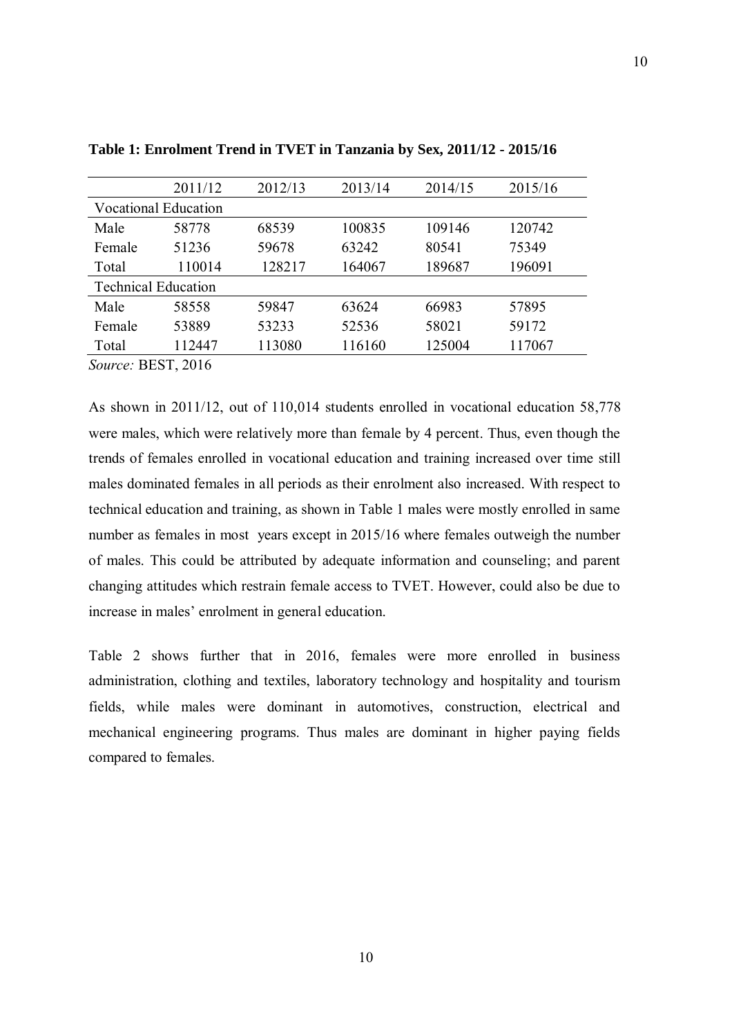**Table 1: Enrolment Trend in TVET in Tanzania by Sex, 2011/12 - 2015/16**

| | 2011/12 | 2012/13 | 2013/14 | 2014/15 | 2015/16 |
|---|---|---|---|---|---|
| Vocational Education | | | | | |
| Male | 58778 | 68539 | 100835 | 109146 | 120742 |
| Female | 51236 | 59678 | 63242 | 80541 | 75349 |
| Total | 110014 | 128217 | 164067 | 189687 | 196091 |
| Technical Education | | | | | |
| Male | 58558 | 59847 | 63624 | 66983 | 57895 |
| Female | 53889 | 53233 | 52536 | 58021 | 59172 |
| Total | 112447 | 113080 | 116160 | 125004 | 117067 |

*Source:* BEST, 2016

As shown in 2011/12, out of 110,014 students enrolled in vocational education 58,778 were males, which were relatively more than female by 4 percent. Thus, even though the trends of females enrolled in vocational education and training increased over time still males dominated females in all periods as their enrolment also increased. With respect to technical education and training, as shown in Table 1 males were mostly enrolled in same number as females in most years except in 2015/16 where females outweigh the number of males. This could be attributed by adequate information and counseling; and parent changing attitudes which restrain female access to TVET. However, could also be due to increase in males' enrolment in general education.

Table 2 shows further that in 2016, females were more enrolled in business administration, clothing and textiles, laboratory technology and hospitality and tourism fields, while males were dominant in automotives, construction, electrical and mechanical engineering programs. Thus males are dominant in higher paying fields compared to females.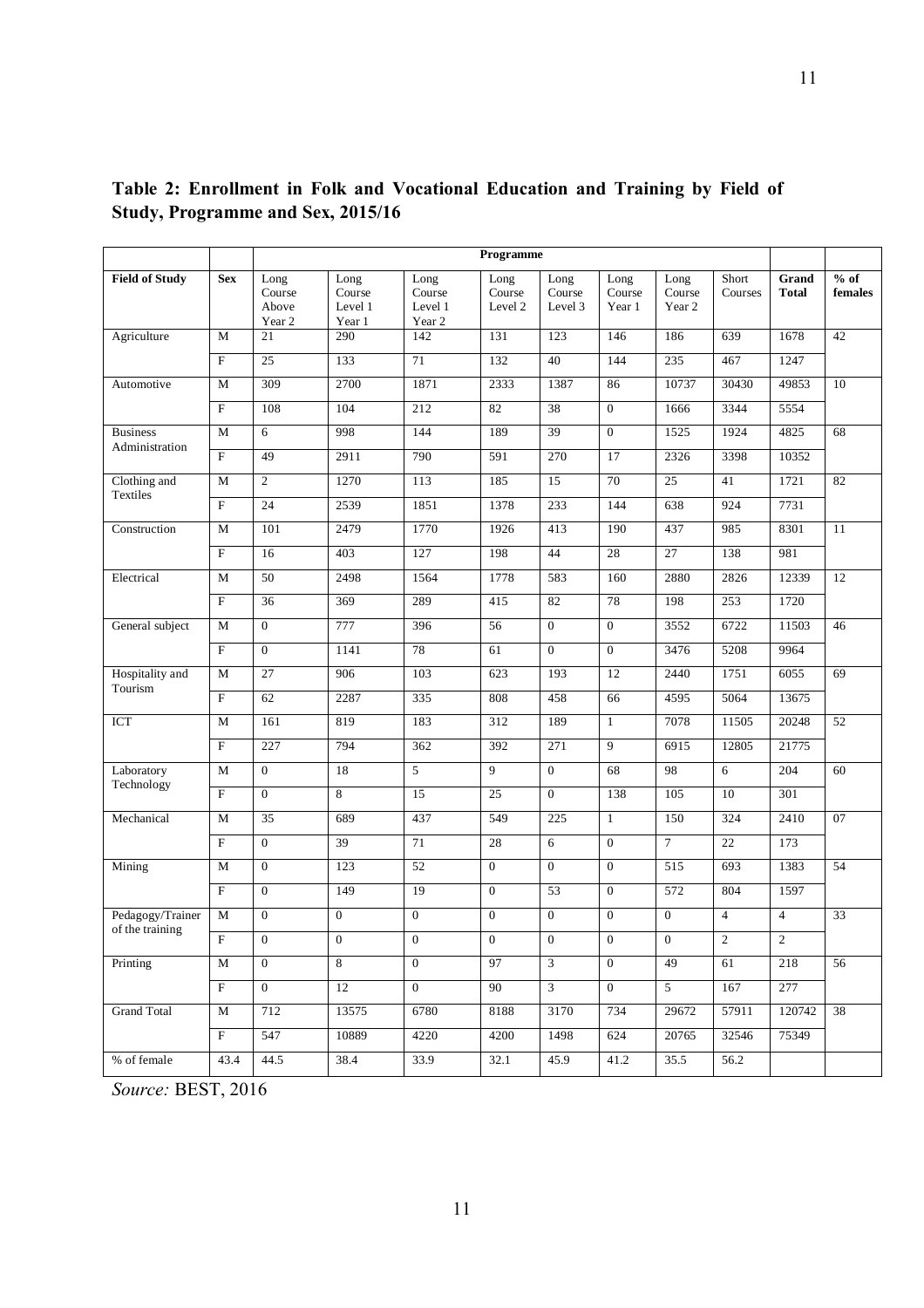**Table 2: Enrollment in Folk and Vocational Education and Training by Field of Study, Programme and Sex, 2015/16**

| | | Programme | | | | | | | | | |
|---|---|---|---|---|---|---|---|---|---|---|---|
| **Field of Study** | **Sex** | Long Course Above Year 2 | Long Course Level 1 Year 1 | Long Course Level 1 Year 2 | Long Course Level 2 | Long Course Level 3 | Long Course Year 1 | Long Course Year 2 | Short Courses | **Grand Total** | **% of females** |
| Agriculture | M | 21 | 290 | 142 | 131 | 123 | 146 | 186 | 639 | 1678 | 42 |
| | F | 25 | 133 | 71 | 132 | 40 | 144 | 235 | 467 | 1247 | |
| Automotive | M | 309 | 2700 | 1871 | 2333 | 1387 | 86 | 10737 | 30430 | 49853 | 10 |
| | F | 108 | 104 | 212 | 82 | 38 | 0 | 1666 | 3344 | 5554 | |
| Business Administration | M | 6 | 998 | 144 | 189 | 39 | 0 | 1525 | 1924 | 4825 | 68 |
| | F | 49 | 2911 | 790 | 591 | 270 | 17 | 2326 | 3398 | 10352 | |
| Clothing and Textiles | M | 2 | 1270 | 113 | 185 | 15 | 70 | 25 | 41 | 1721 | 82 |
| | F | 24 | 2539 | 1851 | 1378 | 233 | 144 | 638 | 924 | 7731 | |
| Construction | M | 101 | 2479 | 1770 | 1926 | 413 | 190 | 437 | 985 | 8301 | 11 |
| | F | 16 | 403 | 127 | 198 | 44 | 28 | 27 | 138 | 981 | |
| Electrical | M | 50 | 2498 | 1564 | 1778 | 583 | 160 | 2880 | 2826 | 12339 | 12 |
| | F | 36 | 369 | 289 | 415 | 82 | 78 | 198 | 253 | 1720 | |
| General subject | M | 0 | 777 | 396 | 56 | 0 | 0 | 3552 | 6722 | 11503 | 46 |
| | F | 0 | 1141 | 78 | 61 | 0 | 0 | 3476 | 5208 | 9964 | |
| Hospitality and Tourism | M | 27 | 906 | 103 | 623 | 193 | 12 | 2440 | 1751 | 6055 | 69 |
| | F | 62 | 2287 | 335 | 808 | 458 | 66 | 4595 | 5064 | 13675 | |
| ICT | M | 161 | 819 | 183 | 312 | 189 | 1 | 7078 | 11505 | 20248 | 52 |
| | F | 227 | 794 | 362 | 392 | 271 | 9 | 6915 | 12805 | 21775 | |
| Laboratory Technology | M | 0 | 18 | 5 | 9 | 0 | 68 | 98 | 6 | 204 | 60 |
| | F | 0 | 8 | 15 | 25 | 0 | 138 | 105 | 10 | 301 | |
| Mechanical | M | 35 | 689 | 437 | 549 | 225 | 1 | 150 | 324 | 2410 | 07 |
| | F | 0 | 39 | 71 | 28 | 6 | 0 | 7 | 22 | 173 | |
| Mining | M | 0 | 123 | 52 | 0 | 0 | 0 | 515 | 693 | 1383 | 54 |
| | F | 0 | 149 | 19 | 0 | 53 | 0 | 572 | 804 | 1597 | |
| Pedagogy/Trainer of the training | M | 0 | 0 | 0 | 0 | 0 | 0 | 0 | 4 | 4 | 33 |
| | F | 0 | 0 | 0 | 0 | 0 | 0 | 0 | 2 | 2 | |
| Printing | M | 0 | 8 | 0 | 97 | 3 | 0 | 49 | 61 | 218 | 56 |
| | F | 0 | 12 | 0 | 90 | 3 | 0 | 5 | 167 | 277 | |
| Grand Total | M | 712 | 13575 | 6780 | 8188 | 3170 | 734 | 29672 | 57911 | 120742 | 38 |
| | F | 547 | 10889 | 4220 | 4200 | 1498 | 624 | 20765 | 32546 | 75349 | |
| % of female | 43.4 | 44.5 | 38.4 | 33.9 | 32.1 | 45.9 | 41.2 | 35.5 | 56.2 | | |

*Source:* BEST, 2016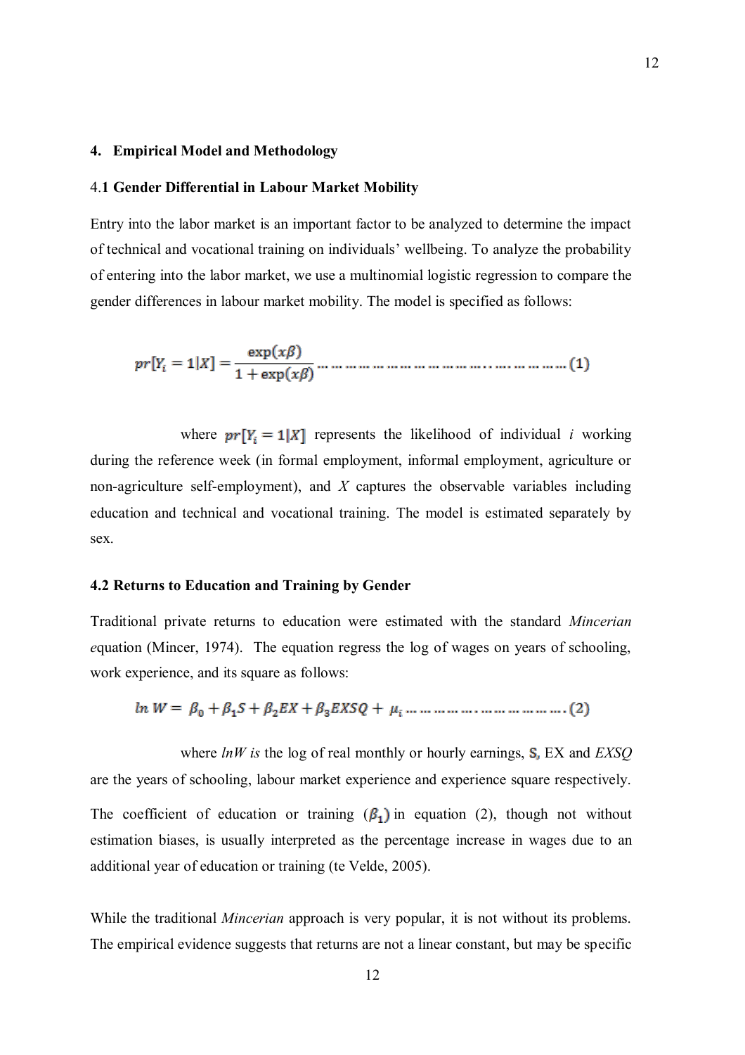## 4. Empirical Model and Methodology

### 4.1 Gender Differential in Labour Market Mobility

Entry into the labor market is an important factor to be analyzed to determine the impact of technical and vocational training on individuals' wellbeing. To analyze the probability of entering into the labor market, we use a multinomial logistic regression to compare the gender differences in labour market mobility. The model is specified as follows:

$$pr[Y_i = 1|X] = \frac{\exp(x\beta)}{1 + \exp(x\beta)} \quad (1)$$

where $pr[Y_i = 1|X]$ represents the likelihood of individual *i* working during the reference week (in formal employment, informal employment, agriculture or non-agriculture self-employment), and *X* captures the observable variables including education and technical and vocational training. The model is estimated separately by sex.

### 4.2 Returns to Education and Training by Gender

Traditional private returns to education were estimated with the standard *Mincerian* *e*quation (Mincer, 1974). The equation regress the log of wages on years of schooling, work experience, and its square as follows:

$$ln\ W = \beta_0 + \beta_1 S + \beta_2 EX + \beta_3 EXSQ + \mu_i \quad (2)$$

where *lnW is* the log of real monthly or hourly earnings, $S$, EX and *EXSQ* are the years of schooling, labour market experience and experience square respectively. The coefficient of education or training ($\beta_1$) in equation (2), though not without estimation biases, is usually interpreted as the percentage increase in wages due to an additional year of education or training (te Velde, 2005).

While the traditional *Mincerian* approach is very popular, it is not without its problems. The empirical evidence suggests that returns are not a linear constant, but may be specific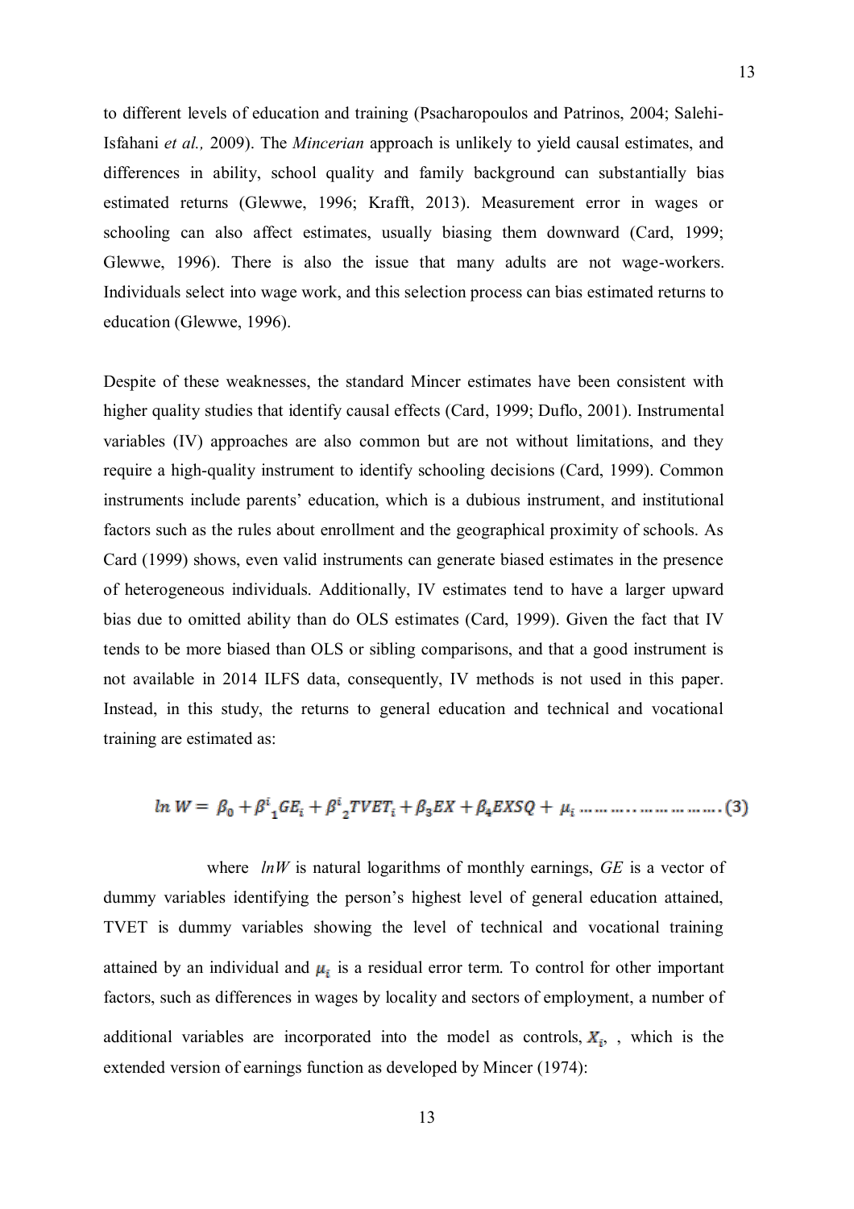to different levels of education and training (Psacharopoulos and Patrinos, 2004; Salehi-Isfahani *et al.,* 2009). The *Mincerian* approach is unlikely to yield causal estimates, and differences in ability, school quality and family background can substantially bias estimated returns (Glewwe, 1996; Krafft, 2013). Measurement error in wages or schooling can also affect estimates, usually biasing them downward (Card, 1999; Glewwe, 1996). There is also the issue that many adults are not wage-workers. Individuals select into wage work, and this selection process can bias estimated returns to education (Glewwe, 1996).

Despite of these weaknesses, the standard Mincer estimates have been consistent with higher quality studies that identify causal effects (Card, 1999; Duflo, 2001). Instrumental variables (IV) approaches are also common but are not without limitations, and they require a high-quality instrument to identify schooling decisions (Card, 1999). Common instruments include parents' education, which is a dubious instrument, and institutional factors such as the rules about enrollment and the geographical proximity of schools. As Card (1999) shows, even valid instruments can generate biased estimates in the presence of heterogeneous individuals. Additionally, IV estimates tend to have a larger upward bias due to omitted ability than do OLS estimates (Card, 1999). Given the fact that IV tends to be more biased than OLS or sibling comparisons, and that a good instrument is not available in 2014 ILFS data, consequently, IV methods is not used in this paper. Instead, in this study, the returns to general education and technical and vocational training are estimated as:

$$\ln W = \beta_0 + \beta^i{}_1 GE_i + \beta^i{}_2 TVET_i + \beta_3 EX + \beta_4 EXSQ + \mu_i \quad \ldots\ldots\ldots\ldots\ldots\ldots\ldots (3)$$

where $lnW$ is natural logarithms of monthly earnings, $GE$ is a vector of dummy variables identifying the person's highest level of general education attained, TVET is dummy variables showing the level of technical and vocational training attained by an individual and $\mu_i$ is a residual error term. To control for other important factors, such as differences in wages by locality and sectors of employment, a number of additional variables are incorporated into the model as controls, $X_i$, , which is the extended version of earnings function as developed by Mincer (1974):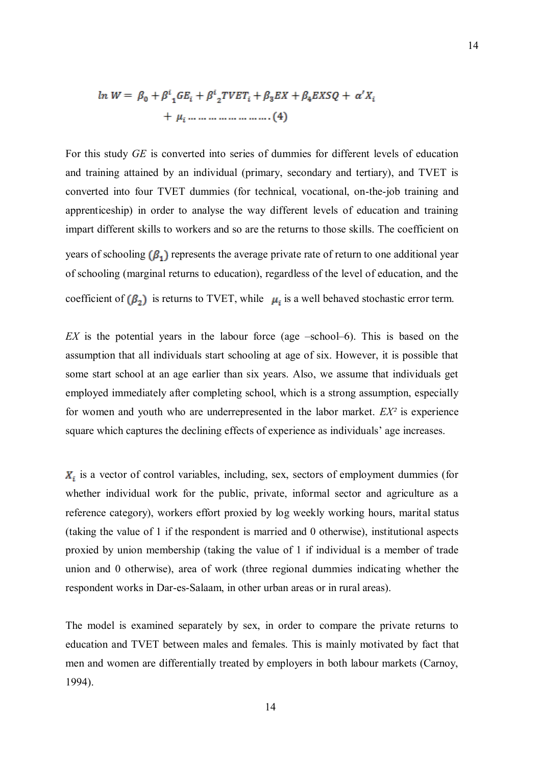$$ln\ W = \beta_0 + \beta^i{}_1 GE_i + \beta^i{}_2 TVET_i + \beta_3 EX + \beta_4 EXSQ + \alpha' X_i + \mu_i \dots\dots\dots\dots\dots\dots\dots\dots (4)$$

For this study *GE* is converted into series of dummies for different levels of education and training attained by an individual (primary, secondary and tertiary), and TVET is converted into four TVET dummies (for technical, vocational, on-the-job training and apprenticeship) in order to analyse the way different levels of education and training impart different skills to workers and so are the returns to those skills. The coefficient on years of schooling $(\beta_1)$ represents the average private rate of return to one additional year of schooling (marginal returns to education), regardless of the level of education, and the coefficient of $(\beta_2)$ is returns to TVET, while $\mu_i$ is a well behaved stochastic error term.

*EX* is the potential years in the labour force (age –school–6). This is based on the assumption that all individuals start schooling at age of six. However, it is possible that some start school at an age earlier than six years. Also, we assume that individuals get employed immediately after completing school, which is a strong assumption, especially for women and youth who are underrepresented in the labor market. $EX^2$ is experience square which captures the declining effects of experience as individuals' age increases.

$X_i$ is a vector of control variables, including, sex, sectors of employment dummies (for whether individual work for the public, private, informal sector and agriculture as a reference category), workers effort proxied by log weekly working hours, marital status (taking the value of 1 if the respondent is married and 0 otherwise), institutional aspects proxied by union membership (taking the value of 1 if individual is a member of trade union and 0 otherwise), area of work (three regional dummies indicating whether the respondent works in Dar-es-Salaam, in other urban areas or in rural areas).

The model is examined separately by sex, in order to compare the private returns to education and TVET between males and females. This is mainly motivated by fact that men and women are differentially treated by employers in both labour markets (Carnoy, 1994).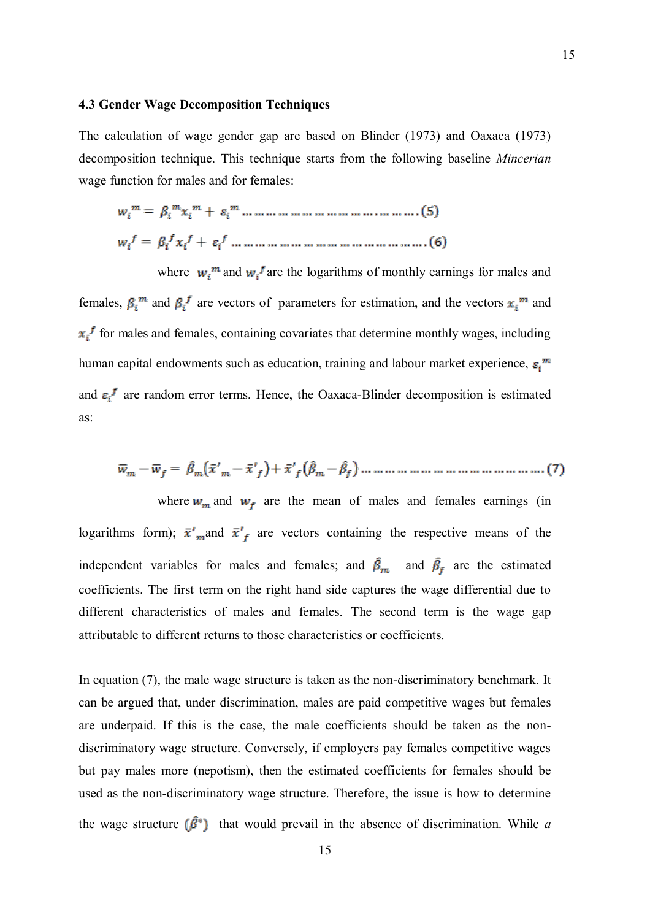### 4.3 Gender Wage Decomposition Techniques

The calculation of wage gender gap are based on Blinder (1973) and Oaxaca (1973) decomposition technique. This technique starts from the following baseline *Mincerian* wage function for males and for females:

$$w_i^m = \beta_i^m x_i^m + \varepsilon_i^m \text{ ……………………………………………. (5)}$$

$$w_i^f = \beta_i^f x_i^f + \varepsilon_i^f \text{ ………………………………………………. (6)}$$

where $w_i^m$ and $w_i^f$ are the logarithms of monthly earnings for males and females, $\beta_i^m$ and $\beta_i^f$ are vectors of parameters for estimation, and the vectors $x_i^m$ and $x_i^f$ for males and females, containing covariates that determine monthly wages, including human capital endowments such as education, training and labour market experience, $\varepsilon_i^m$ and $\varepsilon_i^f$ are random error terms. Hence, the Oaxaca-Blinder decomposition is estimated as:

$$\bar{w}_m - \bar{w}_f = \hat{\beta}_m(\bar{x}'_m - \bar{x}'_f) + \bar{x}'_f(\hat{\beta}_m - \hat{\beta}_f) \text{ ……………………………………… (7)}$$

where $w_m$ and $w_f$ are the mean of males and females earnings (in logarithms form); $\bar{x}'_m$ and $\bar{x}'_f$ are vectors containing the respective means of the independent variables for males and females; and $\hat{\beta}_m$ and $\hat{\beta}_f$ are the estimated coefficients. The first term on the right hand side captures the wage differential due to different characteristics of males and females. The second term is the wage gap attributable to different returns to those characteristics or coefficients.

In equation (7), the male wage structure is taken as the non-discriminatory benchmark. It can be argued that, under discrimination, males are paid competitive wages but females are underpaid. If this is the case, the male coefficients should be taken as the non-discriminatory wage structure. Conversely, if employers pay females competitive wages but pay males more (nepotism), then the estimated coefficients for females should be used as the non-discriminatory wage structure. Therefore, the issue is how to determine the wage structure $(\hat{\beta}^*)$ that would prevail in the absence of discrimination. While *a*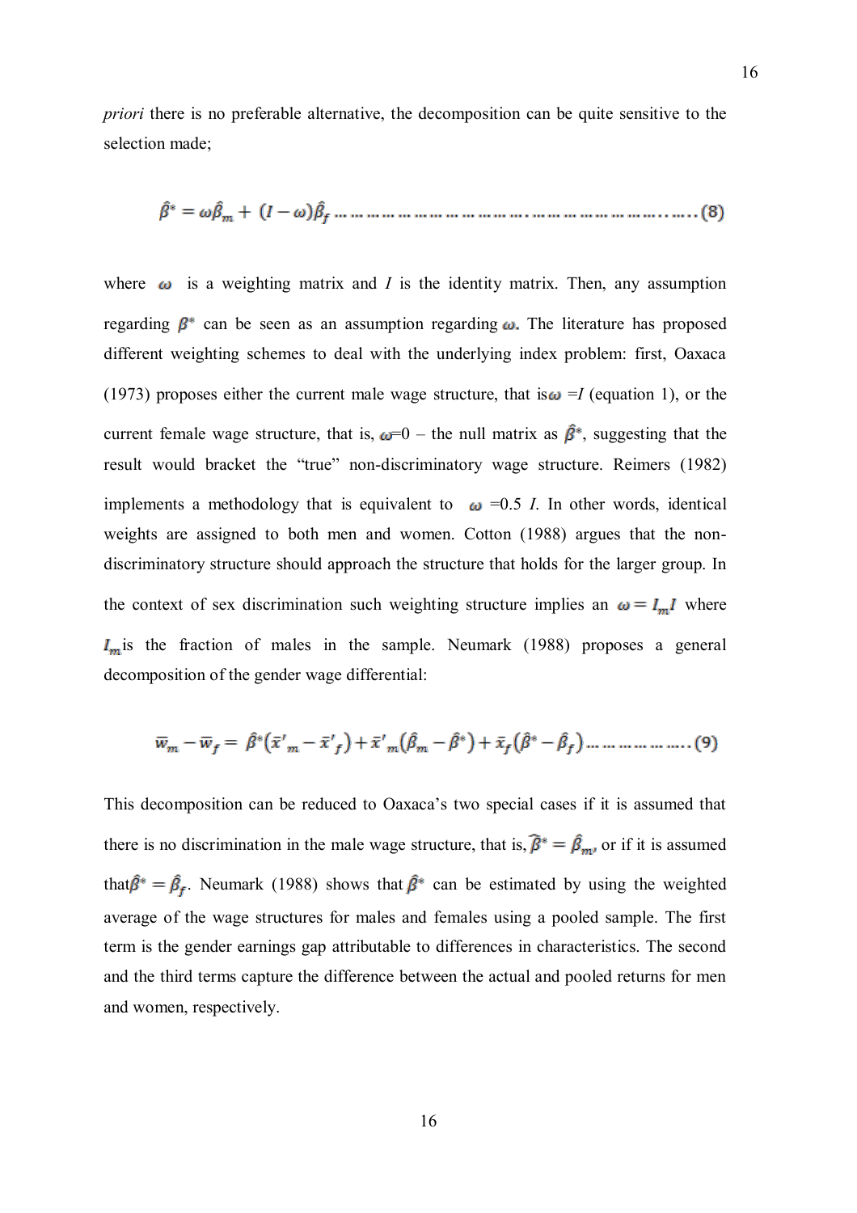*priori* there is no preferable alternative, the decomposition can be quite sensitive to the selection made;

$$\hat{\beta}^* = \omega\hat{\beta}_m + (I - \omega)\hat{\beta}_f \text{ ……………………………………………………………..} (8)$$

where $\omega$ is a weighting matrix and $I$ is the identity matrix. Then, any assumption regarding $\beta^*$ can be seen as an assumption regarding $\omega$. The literature has proposed different weighting schemes to deal with the underlying index problem: first, Oaxaca (1973) proposes either the current male wage structure, that is $\omega = I$ (equation 1), or the current female wage structure, that is, $\omega$=0 – the null matrix as $\hat{\beta}^*$, suggesting that the result would bracket the "true" non-discriminatory wage structure. Reimers (1982) implements a methodology that is equivalent to $\omega$ =0.5 $I$. In other words, identical weights are assigned to both men and women. Cotton (1988) argues that the non-discriminatory structure should approach the structure that holds for the larger group. In the context of sex discrimination such weighting structure implies an $\omega = I_m I$ where $I_m$ is the fraction of males in the sample. Neumark (1988) proposes a general decomposition of the gender wage differential:

$$\bar{w}_m - \bar{w}_f = \hat{\beta}^*(\bar{x}'_m - \bar{x}'_f) + \bar{x}'_m(\hat{\beta}_m - \hat{\beta}^*) + \bar{x}_f(\hat{\beta}^* - \hat{\beta}_f) \text{ ………………..} (9)$$

This decomposition can be reduced to Oaxaca's two special cases if it is assumed that there is no discrimination in the male wage structure, that is, $\hat{\beta}^* = \hat{\beta}_m$, or if it is assumed that $\hat{\beta}^* = \hat{\beta}_f$. Neumark (1988) shows that $\hat{\beta}^*$ can be estimated by using the weighted average of the wage structures for males and females using a pooled sample. The first term is the gender earnings gap attributable to differences in characteristics. The second and the third terms capture the difference between the actual and pooled returns for men and women, respectively.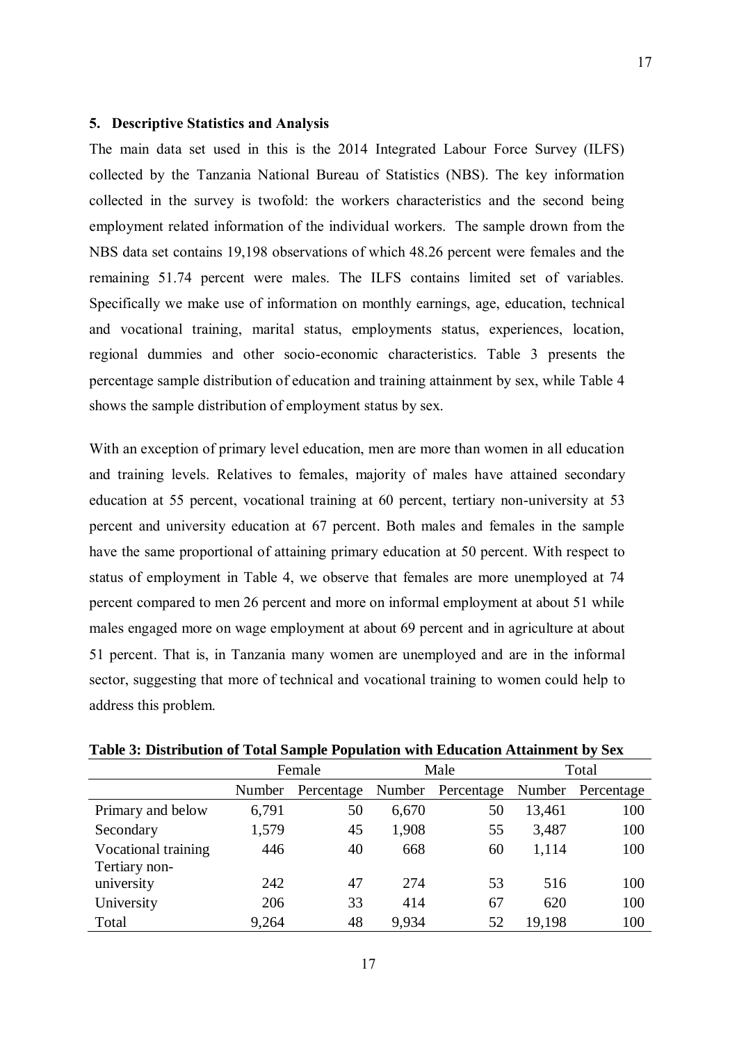## 5. Descriptive Statistics and Analysis

The main data set used in this is the 2014 Integrated Labour Force Survey (ILFS) collected by the Tanzania National Bureau of Statistics (NBS). The key information collected in the survey is twofold: the workers characteristics and the second being employment related information of the individual workers. The sample drown from the NBS data set contains 19,198 observations of which 48.26 percent were females and the remaining 51.74 percent were males. The ILFS contains limited set of variables. Specifically we make use of information on monthly earnings, age, education, technical and vocational training, marital status, employments status, experiences, location, regional dummies and other socio-economic characteristics. Table 3 presents the percentage sample distribution of education and training attainment by sex, while Table 4 shows the sample distribution of employment status by sex.

With an exception of primary level education, men are more than women in all education and training levels. Relatives to females, majority of males have attained secondary education at 55 percent, vocational training at 60 percent, tertiary non-university at 53 percent and university education at 67 percent. Both males and females in the sample have the same proportional of attaining primary education at 50 percent. With respect to status of employment in Table 4, we observe that females are more unemployed at 74 percent compared to men 26 percent and more on informal employment at about 51 while males engaged more on wage employment at about 69 percent and in agriculture at about 51 percent. That is, in Tanzania many women are unemployed and are in the informal sector, suggesting that more of technical and vocational training to women could help to address this problem.

**Table 3: Distribution of Total Sample Population with Education Attainment by Sex**

| | Female | | Male | | Total | |
|---|---|---|---|---|---|---|
| | Number | Percentage | Number | Percentage | Number | Percentage |
| Primary and below | 6,791 | 50 | 6,670 | 50 | 13,461 | 100 |
| Secondary | 1,579 | 45 | 1,908 | 55 | 3,487 | 100 |
| Vocational training | 446 | 40 | 668 | 60 | 1,114 | 100 |
| Tertiary non-university | 242 | 47 | 274 | 53 | 516 | 100 |
| University | 206 | 33 | 414 | 67 | 620 | 100 |
| Total | 9,264 | 48 | 9,934 | 52 | 19,198 | 100 |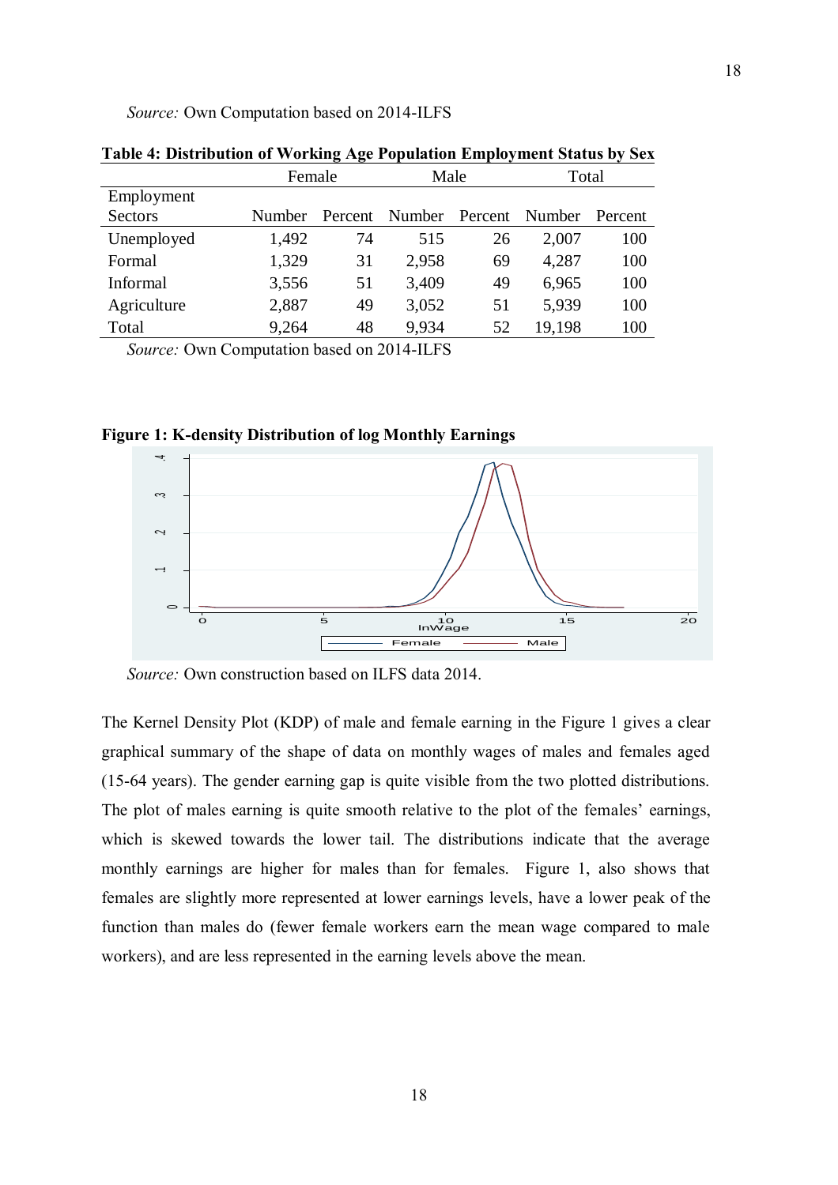*Source:* Own Computation based on 2014-ILFS

**Table 4: Distribution of Working Age Population Employment Status by Sex**

| | Female | | Male | | Total | |
|---|---|---|---|---|---|---|
| Employment Sectors | Number | Percent | Number | Percent | Number | Percent |
| Unemployed | 1,492 | 74 | 515 | 26 | 2,007 | 100 |
| Formal | 1,329 | 31 | 2,958 | 69 | 4,287 | 100 |
| Informal | 3,556 | 51 | 3,409 | 49 | 6,965 | 100 |
| Agriculture | 2,887 | 49 | 3,052 | 51 | 5,939 | 100 |
| Total | 9,264 | 48 | 9,934 | 52 | 19,198 | 100 |

*Source:* Own Computation based on 2014-ILFS

**Figure 1: K-density Distribution of log Monthly Earnings**

*Source:* Own construction based on ILFS data 2014.

The Kernel Density Plot (KDP) of male and female earning in the Figure 1 gives a clear graphical summary of the shape of data on monthly wages of males and females aged (15-64 years). The gender earning gap is quite visible from the two plotted distributions. The plot of males earning is quite smooth relative to the plot of the females' earnings, which is skewed towards the lower tail. The distributions indicate that the average monthly earnings are higher for males than for females. Figure 1, also shows that females are slightly more represented at lower earnings levels, have a lower peak of the function than males do (fewer female workers earn the mean wage compared to male workers), and are less represented in the earning levels above the mean.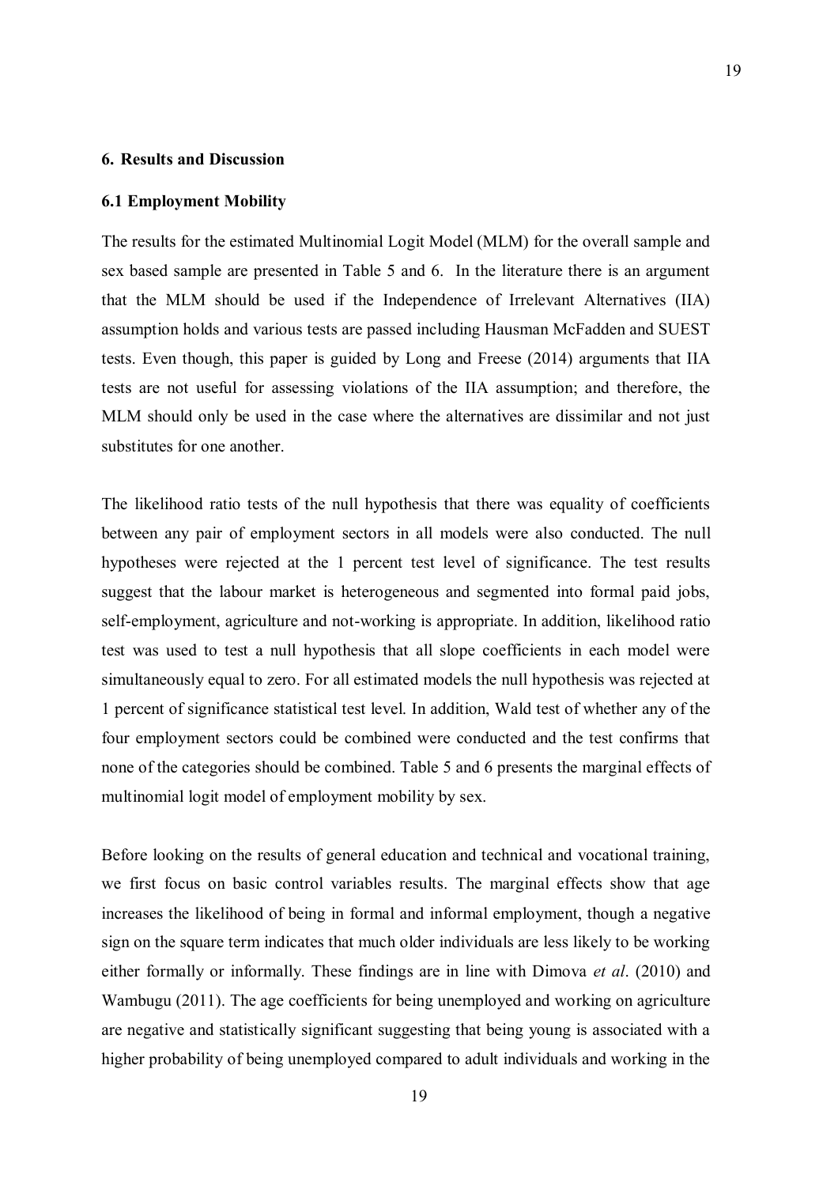## 6. Results and Discussion

### 6.1 Employment Mobility

The results for the estimated Multinomial Logit Model (MLM) for the overall sample and sex based sample are presented in Table 5 and 6. In the literature there is an argument that the MLM should be used if the Independence of Irrelevant Alternatives (IIA) assumption holds and various tests are passed including Hausman McFadden and SUEST tests. Even though, this paper is guided by Long and Freese (2014) arguments that IIA tests are not useful for assessing violations of the IIA assumption; and therefore, the MLM should only be used in the case where the alternatives are dissimilar and not just substitutes for one another.

The likelihood ratio tests of the null hypothesis that there was equality of coefficients between any pair of employment sectors in all models were also conducted. The null hypotheses were rejected at the 1 percent test level of significance. The test results suggest that the labour market is heterogeneous and segmented into formal paid jobs, self-employment, agriculture and not-working is appropriate. In addition, likelihood ratio test was used to test a null hypothesis that all slope coefficients in each model were simultaneously equal to zero. For all estimated models the null hypothesis was rejected at 1 percent of significance statistical test level. In addition, Wald test of whether any of the four employment sectors could be combined were conducted and the test confirms that none of the categories should be combined. Table 5 and 6 presents the marginal effects of multinomial logit model of employment mobility by sex.

Before looking on the results of general education and technical and vocational training, we first focus on basic control variables results. The marginal effects show that age increases the likelihood of being in formal and informal employment, though a negative sign on the square term indicates that much older individuals are less likely to be working either formally or informally. These findings are in line with Dimova *et al*. (2010) and Wambugu (2011). The age coefficients for being unemployed and working on agriculture are negative and statistically significant suggesting that being young is associated with a higher probability of being unemployed compared to adult individuals and working in the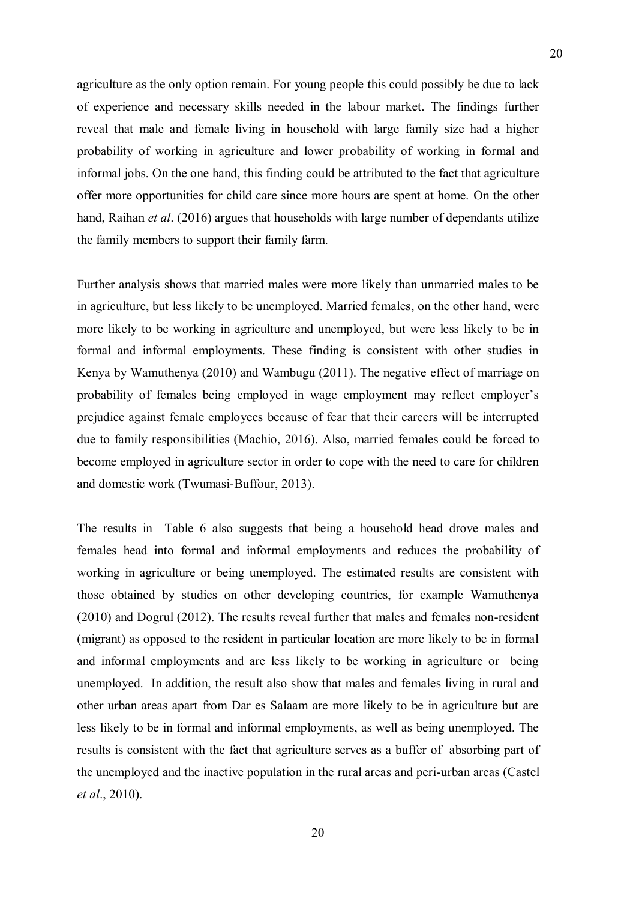agriculture as the only option remain. For young people this could possibly be due to lack of experience and necessary skills needed in the labour market. The findings further reveal that male and female living in household with large family size had a higher probability of working in agriculture and lower probability of working in formal and informal jobs. On the one hand, this finding could be attributed to the fact that agriculture offer more opportunities for child care since more hours are spent at home. On the other hand, Raihan *et al*. (2016) argues that households with large number of dependants utilize the family members to support their family farm.

Further analysis shows that married males were more likely than unmarried males to be in agriculture, but less likely to be unemployed. Married females, on the other hand, were more likely to be working in agriculture and unemployed, but were less likely to be in formal and informal employments. These finding is consistent with other studies in Kenya by Wamuthenya (2010) and Wambugu (2011). The negative effect of marriage on probability of females being employed in wage employment may reflect employer's prejudice against female employees because of fear that their careers will be interrupted due to family responsibilities (Machio, 2016). Also, married females could be forced to become employed in agriculture sector in order to cope with the need to care for children and domestic work (Twumasi-Buffour, 2013).

The results in Table 6 also suggests that being a household head drove males and females head into formal and informal employments and reduces the probability of working in agriculture or being unemployed. The estimated results are consistent with those obtained by studies on other developing countries, for example Wamuthenya (2010) and Dogrul (2012). The results reveal further that males and females non-resident (migrant) as opposed to the resident in particular location are more likely to be in formal and informal employments and are less likely to be working in agriculture or being unemployed. In addition, the result also show that males and females living in rural and other urban areas apart from Dar es Salaam are more likely to be in agriculture but are less likely to be in formal and informal employments, as well as being unemployed. The results is consistent with the fact that agriculture serves as a buffer of absorbing part of the unemployed and the inactive population in the rural areas and peri-urban areas (Castel *et al*., 2010).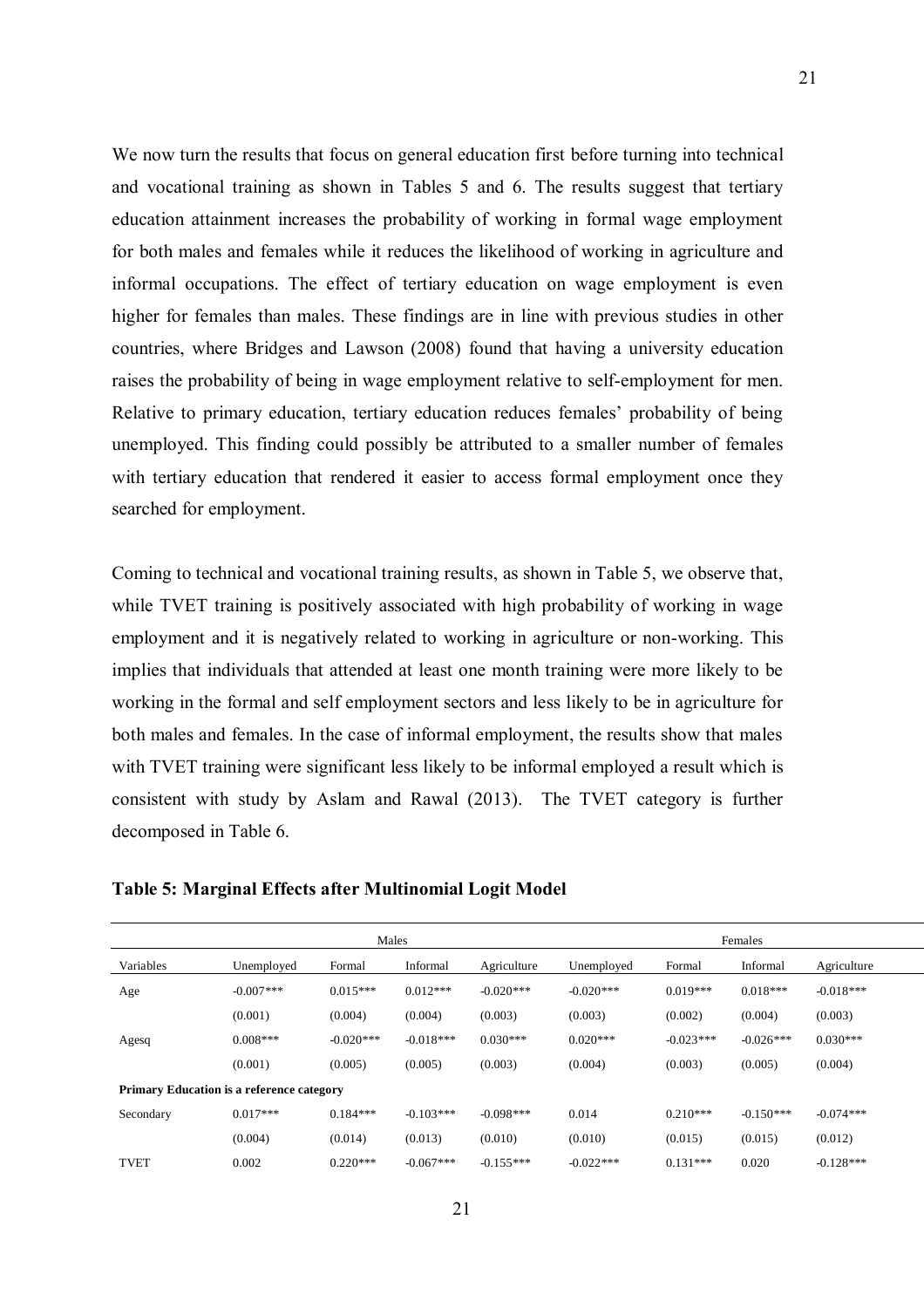We now turn the results that focus on general education first before turning into technical and vocational training as shown in Tables 5 and 6. The results suggest that tertiary education attainment increases the probability of working in formal wage employment for both males and females while it reduces the likelihood of working in agriculture and informal occupations. The effect of tertiary education on wage employment is even higher for females than males. These findings are in line with previous studies in other countries, where Bridges and Lawson (2008) found that having a university education raises the probability of being in wage employment relative to self-employment for men. Relative to primary education, tertiary education reduces females' probability of being unemployed. This finding could possibly be attributed to a smaller number of females with tertiary education that rendered it easier to access formal employment once they searched for employment.

Coming to technical and vocational training results, as shown in Table 5, we observe that, while TVET training is positively associated with high probability of working in wage employment and it is negatively related to working in agriculture or non-working. This implies that individuals that attended at least one month training were more likely to be working in the formal and self employment sectors and less likely to be in agriculture for both males and females. In the case of informal employment, the results show that males with TVET training were significant less likely to be informal employed a result which is consistent with study by Aslam and Rawal (2013). The TVET category is further decomposed in Table 6.

**Table 5: Marginal Effects after Multinomial Logit Model**

| | Males | | | | Females | | | |
|---|---|---|---|---|---|---|---|---|
| Variables | Unemployed | Formal | Informal | Agriculture | Unemployed | Formal | Informal | Agriculture |
| Age | -0.007*** | 0.015*** | 0.012*** | -0.020*** | -0.020*** | 0.019*** | 0.018*** | -0.018*** |
| | (0.001) | (0.004) | (0.004) | (0.003) | (0.003) | (0.002) | (0.004) | (0.003) |
| Agesq | 0.008*** | -0.020*** | -0.018*** | 0.030*** | 0.020*** | -0.023*** | -0.026*** | 0.030*** |
| | (0.001) | (0.005) | (0.005) | (0.003) | (0.004) | (0.003) | (0.005) | (0.004) |
| **Primary Education is a reference category** | | | | | | | | |
| Secondary | 0.017*** | 0.184*** | -0.103*** | -0.098*** | 0.014 | 0.210*** | -0.150*** | -0.074*** |
| | (0.004) | (0.014) | (0.013) | (0.010) | (0.010) | (0.015) | (0.015) | (0.012) |
| TVET | 0.002 | 0.220*** | -0.067*** | -0.155*** | -0.022*** | 0.131*** | 0.020 | -0.128*** |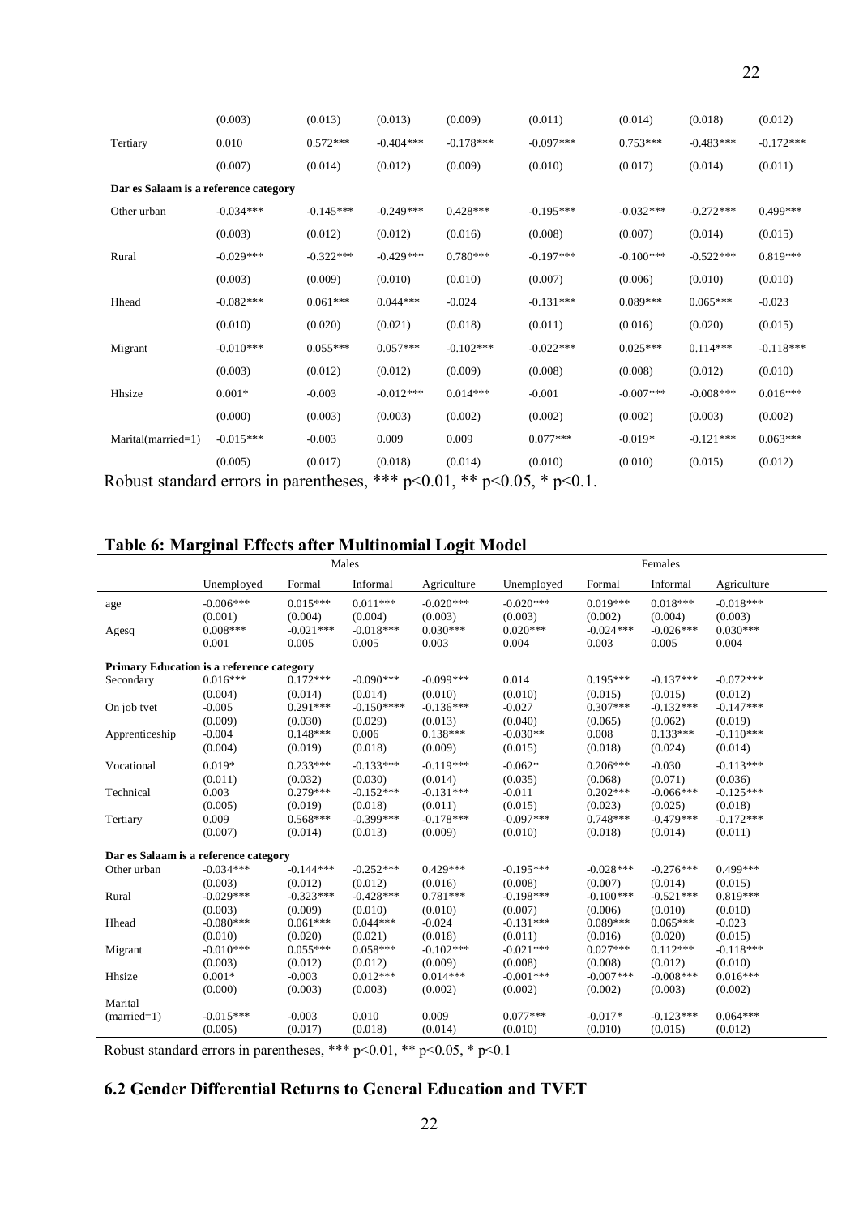|  | (0.003) | (0.013) | (0.013) | (0.009) | (0.011) | (0.014) | (0.018) | (0.012) |
|---|---|---|---|---|---|---|---|---|
| Tertiary | 0.010 | 0.572*** | -0.404*** | -0.178*** | -0.097*** | 0.753*** | -0.483*** | -0.172*** |
|  | (0.007) | (0.014) | (0.012) | (0.009) | (0.010) | (0.017) | (0.014) | (0.011) |
| **Dar es Salaam is a reference category** |  |  |  |  |  |  |  |  |
| Other urban | -0.034*** | -0.145*** | -0.249*** | 0.428*** | -0.195*** | -0.032*** | -0.272*** | 0.499*** |
|  | (0.003) | (0.012) | (0.012) | (0.016) | (0.008) | (0.007) | (0.014) | (0.015) |
| Rural | -0.029*** | -0.322*** | -0.429*** | 0.780*** | -0.197*** | -0.100*** | -0.522*** | 0.819*** |
|  | (0.003) | (0.009) | (0.010) | (0.010) | (0.007) | (0.006) | (0.010) | (0.010) |
| Hhead | -0.082*** | 0.061*** | 0.044*** | -0.024 | -0.131*** | 0.089*** | 0.065*** | -0.023 |
|  | (0.010) | (0.020) | (0.021) | (0.018) | (0.011) | (0.016) | (0.020) | (0.015) |
| Migrant | -0.010*** | 0.055*** | 0.057*** | -0.102*** | -0.022*** | 0.025*** | 0.114*** | -0.118*** |
|  | (0.003) | (0.012) | (0.012) | (0.009) | (0.008) | (0.008) | (0.012) | (0.010) |
| Hhsize | 0.001* | -0.003 | -0.012*** | 0.014*** | -0.001 | -0.007*** | -0.008*** | 0.016*** |
|  | (0.000) | (0.003) | (0.003) | (0.002) | (0.002) | (0.002) | (0.003) | (0.002) |
| Marital(married=1) | -0.015*** | -0.003 | 0.009 | 0.009 | 0.077*** | -0.019* | -0.121*** | 0.063*** |
|  | (0.005) | (0.017) | (0.018) | (0.014) | (0.010) | (0.010) | (0.015) | (0.012) |

Robust standard errors in parentheses, *** p<0.01, ** p<0.05, * p<0.1.

**Table 6: Marginal Effects after Multinomial Logit Model**

|  | Males | | | | Females | | | |
|---|---|---|---|---|---|---|---|---|
|  | Unemployed | Formal | Informal | Agriculture | Unemployed | Formal | Informal | Agriculture |
| age | -0.006*** | 0.015*** | 0.011*** | -0.020*** | -0.020*** | 0.019*** | 0.018*** | -0.018*** |
|  | (0.001) | (0.004) | (0.004) | (0.003) | (0.003) | (0.002) | (0.004) | (0.003) |
| Agesq | 0.008*** | -0.021*** | -0.018*** | 0.030*** | 0.020*** | -0.024*** | -0.026*** | 0.030*** |
|  | 0.001 | 0.005 | 0.005 | 0.003 | 0.004 | 0.003 | 0.005 | 0.004 |
| **Primary Education is a reference category** |  |  |  |  |  |  |  |  |
| Secondary | 0.016*** | 0.172*** | -0.090*** | -0.099*** | 0.014 | 0.195*** | -0.137*** | -0.072*** |
|  | (0.004) | (0.014) | (0.014) | (0.010) | (0.010) | (0.015) | (0.015) | (0.012) |
| On job tvet | -0.005 | 0.291*** | -0.150**** | -0.136*** | -0.027 | 0.307*** | -0.132*** | -0.147*** |
|  | (0.009) | (0.030) | (0.029) | (0.013) | (0.040) | (0.065) | (0.062) | (0.019) |
| Apprenticeship | -0.004 | 0.148*** | 0.006 | 0.138*** | -0.030** | 0.008 | 0.133*** | -0.110*** |
|  | (0.004) | (0.019) | (0.018) | (0.009) | (0.015) | (0.018) | (0.024) | (0.014) |
| Vocational | 0.019* | 0.233*** | -0.133*** | -0.119*** | -0.062* | 0.206*** | -0.030 | -0.113*** |
|  | (0.011) | (0.032) | (0.030) | (0.014) | (0.035) | (0.068) | (0.071) | (0.036) |
| Technical | 0.003 | 0.279*** | -0.152*** | -0.131*** | -0.011 | 0.202*** | -0.066*** | -0.125*** |
|  | (0.005) | (0.019) | (0.018) | (0.011) | (0.015) | (0.023) | (0.025) | (0.018) |
| Tertiary | 0.009 | 0.568*** | -0.399*** | -0.178*** | -0.097*** | 0.748*** | -0.479*** | -0.172*** |
|  | (0.007) | (0.014) | (0.013) | (0.009) | (0.010) | (0.018) | (0.014) | (0.011) |
| **Dar es Salaam is a reference category** |  |  |  |  |  |  |  |  |
| Other urban | -0.034*** | -0.144*** | -0.252*** | 0.429*** | -0.195*** | -0.028*** | -0.276*** | 0.499*** |
|  | (0.003) | (0.012) | (0.012) | (0.016) | (0.008) | (0.007) | (0.014) | (0.015) |
| Rural | -0.029*** | -0.323*** | -0.428*** | 0.781*** | -0.198*** | -0.100*** | -0.521*** | 0.819*** |
|  | (0.003) | (0.009) | (0.010) | (0.010) | (0.007) | (0.006) | (0.010) | (0.010) |
| Hhead | -0.080*** | 0.061*** | 0.044*** | -0.024 | -0.131*** | 0.089*** | 0.065*** | -0.023 |
|  | (0.010) | (0.020) | (0.021) | (0.018) | (0.011) | (0.016) | (0.020) | (0.015) |
| Migrant | -0.010*** | 0.055*** | 0.058*** | -0.102*** | -0.021*** | 0.027*** | 0.112*** | -0.118*** |
|  | (0.003) | (0.012) | (0.012) | (0.009) | (0.008) | (0.008) | (0.012) | (0.010) |
| Hhsize | 0.001* | -0.003 | 0.012*** | 0.014*** | -0.001*** | -0.007*** | -0.008*** | 0.016*** |
|  | (0.000) | (0.003) | (0.003) | (0.002) | (0.002) | (0.002) | (0.003) | (0.002) |
| Marital (married=1) | -0.015*** | -0.003 | 0.010 | 0.009 | 0.077*** | -0.017* | -0.123*** | 0.064*** |
|  | (0.005) | (0.017) | (0.018) | (0.014) | (0.010) | (0.010) | (0.015) | (0.012) |

Robust standard errors in parentheses, *** p<0.01, ** p<0.05, * p<0.1

## 6.2 Gender Differential Returns to General Education and TVET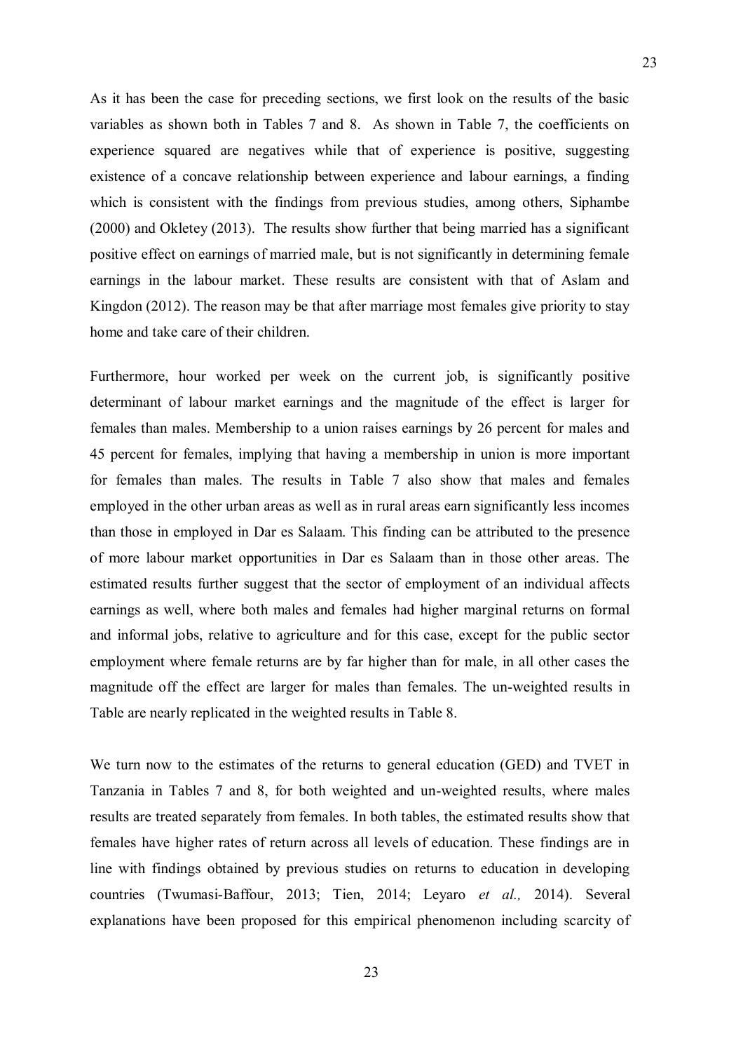As it has been the case for preceding sections, we first look on the results of the basic variables as shown both in Tables 7 and 8. As shown in Table 7, the coefficients on experience squared are negatives while that of experience is positive, suggesting existence of a concave relationship between experience and labour earnings, a finding which is consistent with the findings from previous studies, among others, Siphambe (2000) and Okletey (2013). The results show further that being married has a significant positive effect on earnings of married male, but is not significantly in determining female earnings in the labour market. These results are consistent with that of Aslam and Kingdon (2012). The reason may be that after marriage most females give priority to stay home and take care of their children.

Furthermore, hour worked per week on the current job, is significantly positive determinant of labour market earnings and the magnitude of the effect is larger for females than males. Membership to a union raises earnings by 26 percent for males and 45 percent for females, implying that having a membership in union is more important for females than males. The results in Table 7 also show that males and females employed in the other urban areas as well as in rural areas earn significantly less incomes than those in employed in Dar es Salaam. This finding can be attributed to the presence of more labour market opportunities in Dar es Salaam than in those other areas. The estimated results further suggest that the sector of employment of an individual affects earnings as well, where both males and females had higher marginal returns on formal and informal jobs, relative to agriculture and for this case, except for the public sector employment where female returns are by far higher than for male, in all other cases the magnitude off the effect are larger for males than females. The un-weighted results in Table are nearly replicated in the weighted results in Table 8.

We turn now to the estimates of the returns to general education (GED) and TVET in Tanzania in Tables 7 and 8, for both weighted and un-weighted results, where males results are treated separately from females. In both tables, the estimated results show that females have higher rates of return across all levels of education. These findings are in line with findings obtained by previous studies on returns to education in developing countries (Twumasi-Baffour, 2013; Tien, 2014; Leyaro *et al.,* 2014). Several explanations have been proposed for this empirical phenomenon including scarcity of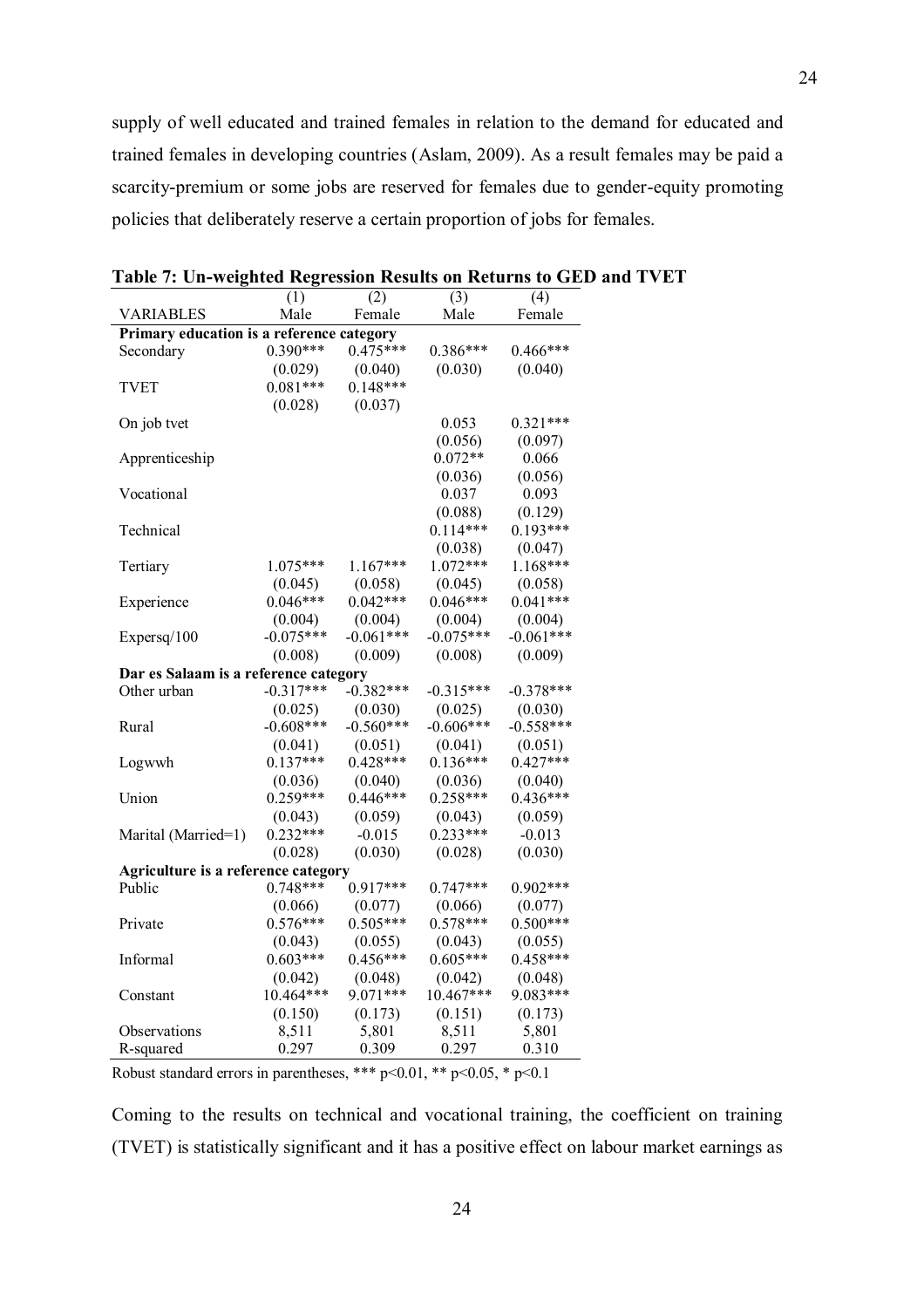supply of well educated and trained females in relation to the demand for educated and trained females in developing countries (Aslam, 2009). As a result females may be paid a scarcity-premium or some jobs are reserved for females due to gender-equity promoting policies that deliberately reserve a certain proportion of jobs for females.

**Table 7: Un-weighted Regression Results on Returns to GED and TVET**

| | (1) | (2) | (3) | (4) |
|---|---|---|---|---|
| VARIABLES | Male | Female | Male | Female |
| **Primary education is a reference category** | | | | |
| Secondary | 0.390*** | 0.475*** | 0.386*** | 0.466*** |
| | (0.029) | (0.040) | (0.030) | (0.040) |
| TVET | 0.081*** | 0.148*** | | |
| | (0.028) | (0.037) | | |
| On job tvet | | | 0.053 | 0.321*** |
| | | | (0.056) | (0.097) |
| Apprenticeship | | | 0.072** | 0.066 |
| | | | (0.036) | (0.056) |
| Vocational | | | 0.037 | 0.093 |
| | | | (0.088) | (0.129) |
| Technical | | | 0.114*** | 0.193*** |
| | | | (0.038) | (0.047) |
| Tertiary | 1.075*** | 1.167*** | 1.072*** | 1.168*** |
| | (0.045) | (0.058) | (0.045) | (0.058) |
| Experience | 0.046*** | 0.042*** | 0.046*** | 0.041*** |
| | (0.004) | (0.004) | (0.004) | (0.004) |
| Expersq/100 | -0.075*** | -0.061*** | -0.075*** | -0.061*** |
| | (0.008) | (0.009) | (0.008) | (0.009) |
| **Dar es Salaam is a reference category** | | | | |
| Other urban | -0.317*** | -0.382*** | -0.315*** | -0.378*** |
| | (0.025) | (0.030) | (0.025) | (0.030) |
| Rural | -0.608*** | -0.560*** | -0.606*** | -0.558*** |
| | (0.041) | (0.051) | (0.041) | (0.051) |
| Logwwh | 0.137*** | 0.428*** | 0.136*** | 0.427*** |
| | (0.036) | (0.040) | (0.036) | (0.040) |
| Union | 0.259*** | 0.446*** | 0.258*** | 0.436*** |
| | (0.043) | (0.059) | (0.043) | (0.059) |
| Marital (Married=1) | 0.232*** | -0.015 | 0.233*** | -0.013 |
| | (0.028) | (0.030) | (0.028) | (0.030) |
| **Agriculture is a reference category** | | | | |
| Public | 0.748*** | 0.917*** | 0.747*** | 0.902*** |
| | (0.066) | (0.077) | (0.066) | (0.077) |
| Private | 0.576*** | 0.505*** | 0.578*** | 0.500*** |
| | (0.043) | (0.055) | (0.043) | (0.055) |
| Informal | 0.603*** | 0.456*** | 0.605*** | 0.458*** |
| | (0.042) | (0.048) | (0.042) | (0.048) |
| Constant | 10.464*** | 9.071*** | 10.467*** | 9.083*** |
| | (0.150) | (0.173) | (0.151) | (0.173) |
| Observations | 8,511 | 5,801 | 8,511 | 5,801 |
| R-squared | 0.297 | 0.309 | 0.297 | 0.310 |

Robust standard errors in parentheses, *** p<0.01, ** p<0.05, * p<0.1

Coming to the results on technical and vocational training, the coefficient on training (TVET) is statistically significant and it has a positive effect on labour market earnings as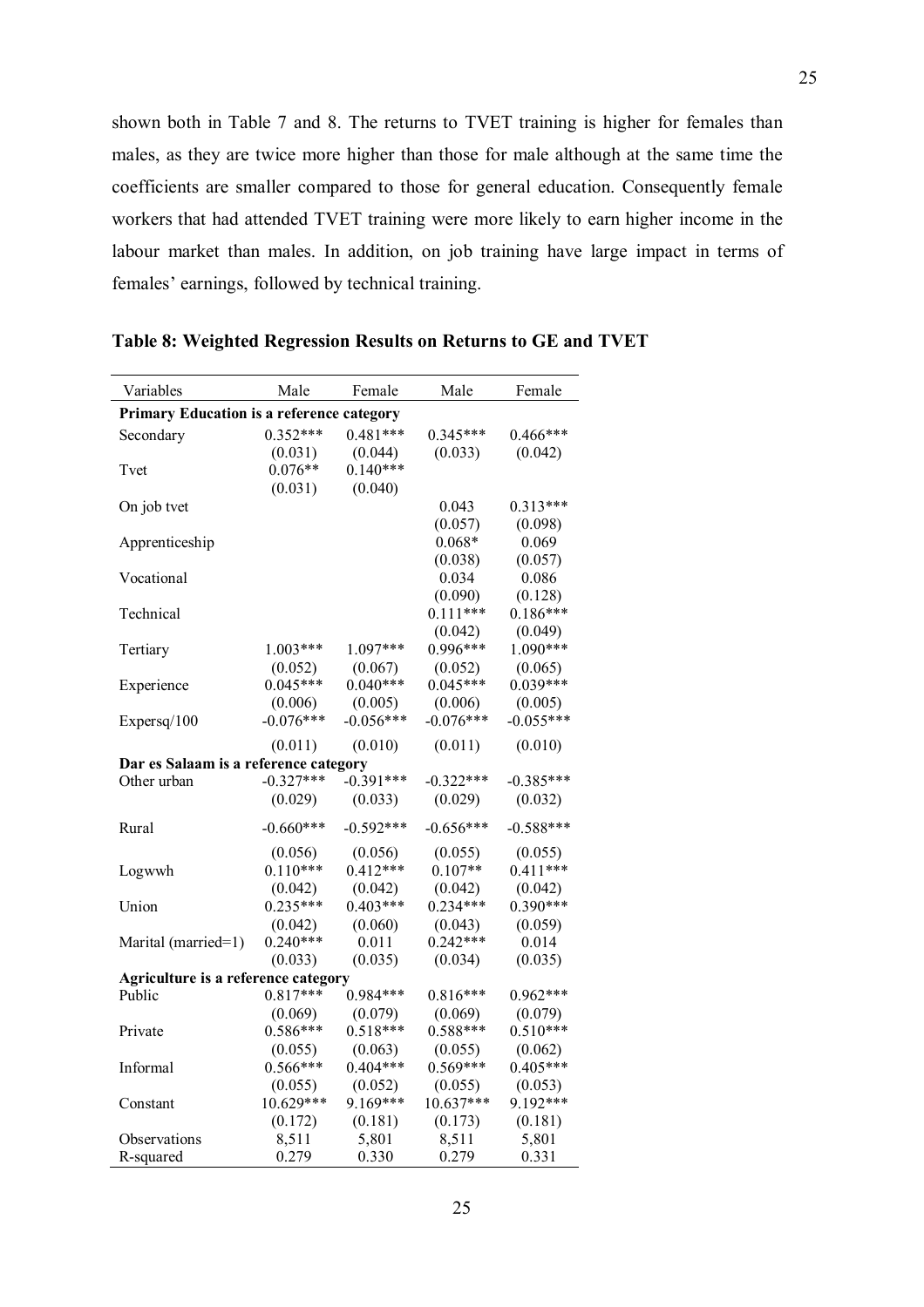shown both in Table 7 and 8. The returns to TVET training is higher for females than males, as they are twice more higher than those for male although at the same time the coefficients are smaller compared to those for general education. Consequently female workers that had attended TVET training were more likely to earn higher income in the labour market than males. In addition, on job training have large impact in terms of females' earnings, followed by technical training.

**Table 8: Weighted Regression Results on Returns to GE and TVET**

| Variables | Male | Female | Male | Female |
|---|---|---|---|---|
| **Primary Education is a reference category** | | | | |
| Secondary | 0.352*** | 0.481*** | 0.345*** | 0.466*** |
| | (0.031) | (0.044) | (0.033) | (0.042) |
| Tvet | 0.076** | 0.140*** | | |
| | (0.031) | (0.040) | | |
| On job tvet | | | 0.043 | 0.313*** |
| | | | (0.057) | (0.098) |
| Apprenticeship | | | 0.068* | 0.069 |
| | | | (0.038) | (0.057) |
| Vocational | | | 0.034 | 0.086 |
| | | | (0.090) | (0.128) |
| Technical | | | 0.111*** | 0.186*** |
| | | | (0.042) | (0.049) |
| Tertiary | 1.003*** | 1.097*** | 0.996*** | 1.090*** |
| | (0.052) | (0.067) | (0.052) | (0.065) |
| Experience | 0.045*** | 0.040*** | 0.045*** | 0.039*** |
| | (0.006) | (0.005) | (0.006) | (0.005) |
| Expersq/100 | -0.076*** | -0.056*** | -0.076*** | -0.055*** |
| | (0.011) | (0.010) | (0.011) | (0.010) |
| **Dar es Salaam is a reference category** | | | | |
| Other urban | -0.327*** | -0.391*** | -0.322*** | -0.385*** |
| | (0.029) | (0.033) | (0.029) | (0.032) |
| Rural | -0.660*** | -0.592*** | -0.656*** | -0.588*** |
| | (0.056) | (0.056) | (0.055) | (0.055) |
| Logwwh | 0.110*** | 0.412*** | 0.107** | 0.411*** |
| | (0.042) | (0.042) | (0.042) | (0.042) |
| Union | 0.235*** | 0.403*** | 0.234*** | 0.390*** |
| | (0.042) | (0.060) | (0.043) | (0.059) |
| Marital (married=1) | 0.240*** | 0.011 | 0.242*** | 0.014 |
| | (0.033) | (0.035) | (0.034) | (0.035) |
| **Agriculture is a reference category** | | | | |
| Public | 0.817*** | 0.984*** | 0.816*** | 0.962*** |
| | (0.069) | (0.079) | (0.069) | (0.079) |
| Private | 0.586*** | 0.518*** | 0.588*** | 0.510*** |
| | (0.055) | (0.063) | (0.055) | (0.062) |
| Informal | 0.566*** | 0.404*** | 0.569*** | 0.405*** |
| | (0.055) | (0.052) | (0.055) | (0.053) |
| Constant | 10.629*** | 9.169*** | 10.637*** | 9.192*** |
| | (0.172) | (0.181) | (0.173) | (0.181) |
| Observations | 8,511 | 5,801 | 8,511 | 5,801 |
| R-squared | 0.279 | 0.330 | 0.279 | 0.331 |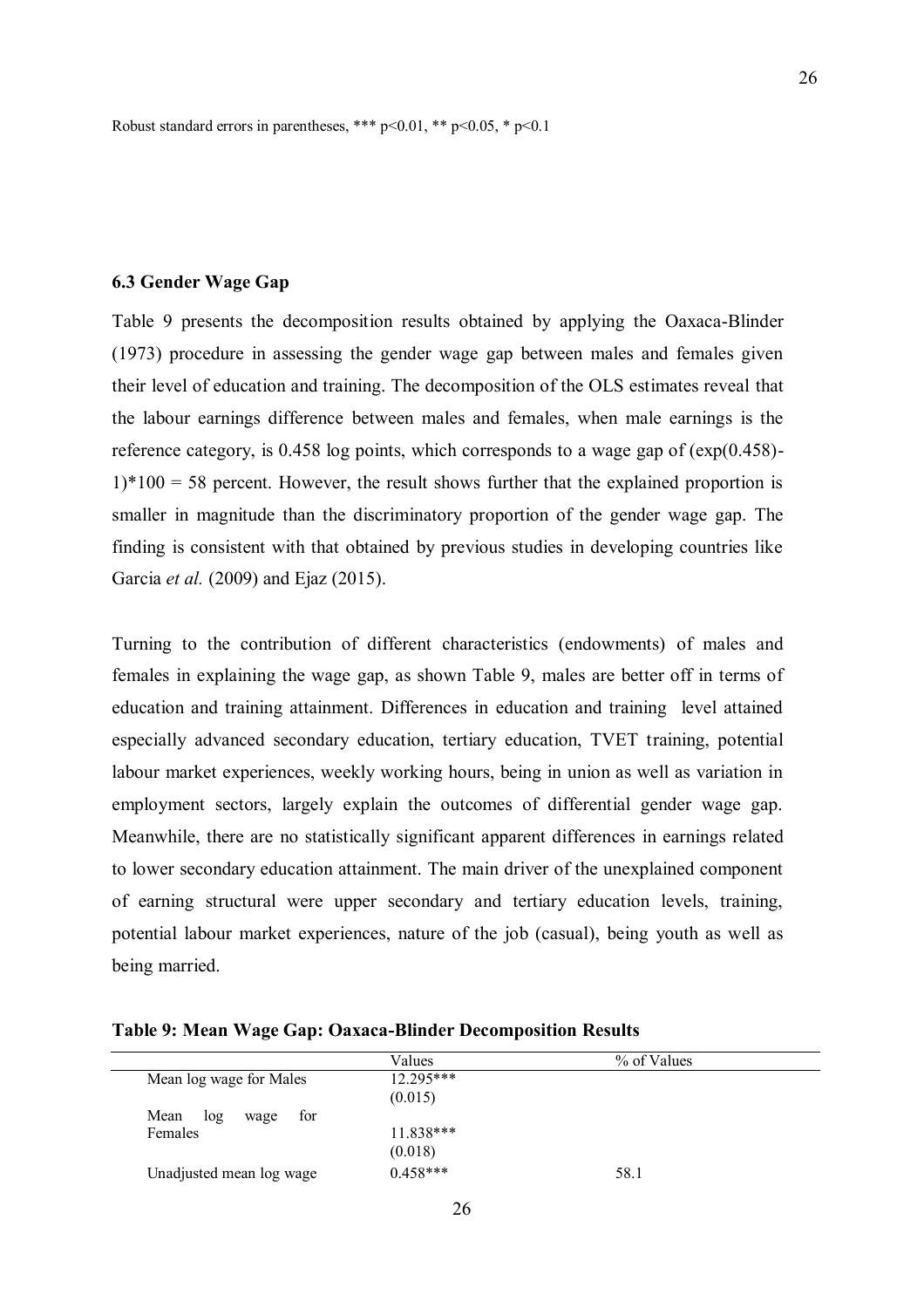Robust standard errors in parentheses, *** $p<0.01$, ** $p<0.05$, * $p<0.1$

### 6.3 Gender Wage Gap

Table 9 presents the decomposition results obtained by applying the Oaxaca-Blinder (1973) procedure in assessing the gender wage gap between males and females given their level of education and training. The decomposition of the OLS estimates reveal that the labour earnings difference between males and females, when male earnings is the reference category, is 0.458 log points, which corresponds to a wage gap of $(\exp(0.458)-1)*100 = 58$ percent. However, the result shows further that the explained proportion is smaller in magnitude than the discriminatory proportion of the gender wage gap. The finding is consistent with that obtained by previous studies in developing countries like Garcia *et al.* (2009) and Ejaz (2015).

Turning to the contribution of different characteristics (endowments) of males and females in explaining the wage gap, as shown Table 9, males are better off in terms of education and training attainment. Differences in education and training level attained especially advanced secondary education, tertiary education, TVET training, potential labour market experiences, weekly working hours, being in union as well as variation in employment sectors, largely explain the outcomes of differential gender wage gap. Meanwhile, there are no statistically significant apparent differences in earnings related to lower secondary education attainment. The main driver of the unexplained component of earning structural were upper secondary and tertiary education levels, training, potential labour market experiences, nature of the job (casual), being youth as well as being married.

**Table 9: Mean Wage Gap: Oaxaca-Blinder Decomposition Results**

| | Values | % of Values |
|---|---|---|
| Mean log wage for Males | 12.295*** | |
| | (0.015) | |
| Mean log wage for Females | 11.838*** | |
| | (0.018) | |
| Unadjusted mean log wage | 0.458*** | 58.1 |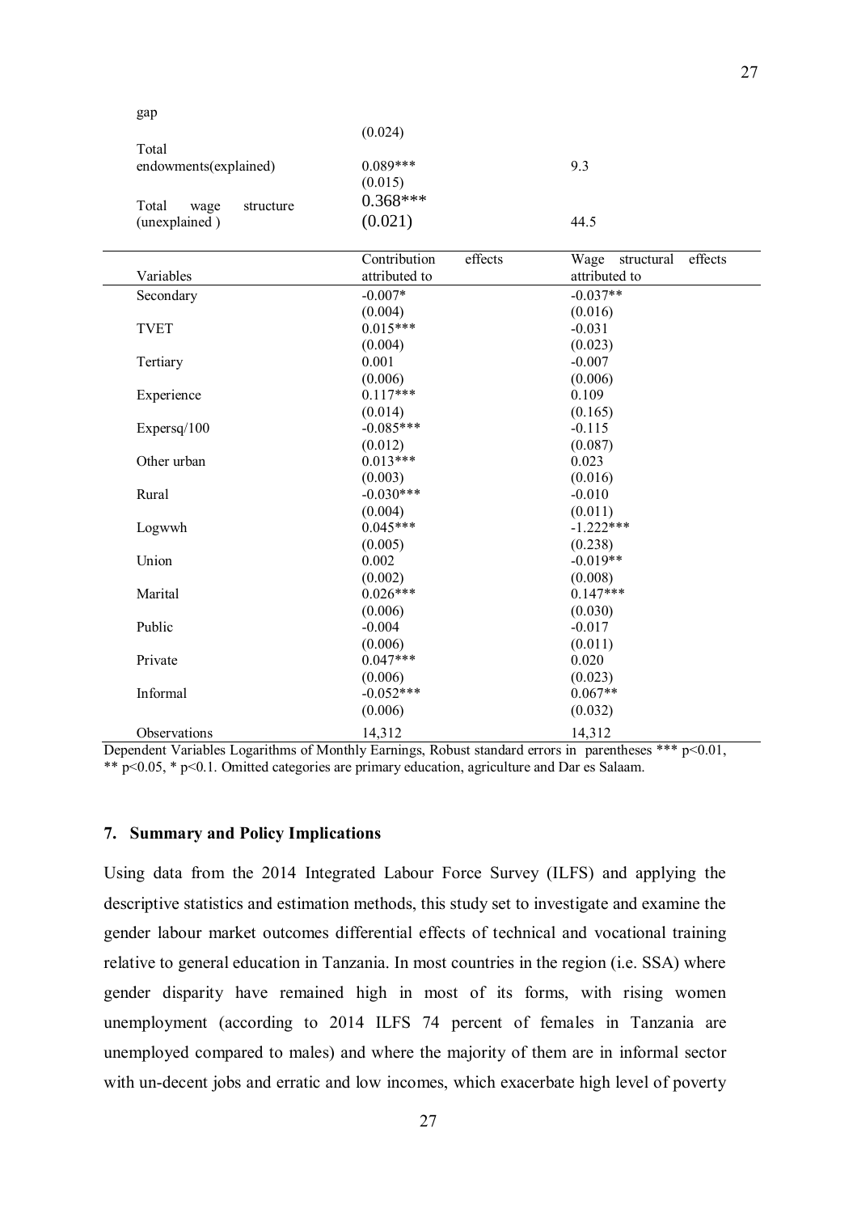| | | |
|---|---|---|
| gap | | |
| | (0.024) | |
| Total endowments(explained) | 0.089*** | 9.3 |
| | (0.015) | |
| Total wage structure (unexplained ) | 0.368*** | |
| | (0.021) | 44.5 |

| Variables | Contribution effects attributed to | Wage structural effects attributed to |
|---|---|---|
| Secondary | -0.007* | -0.037** |
| | (0.004) | (0.016) |
| TVET | 0.015*** | -0.031 |
| | (0.004) | (0.023) |
| Tertiary | 0.001 | -0.007 |
| | (0.006) | (0.006) |
| Experience | 0.117*** | 0.109 |
| | (0.014) | (0.165) |
| Expersq/100 | -0.085*** | -0.115 |
| | (0.012) | (0.087) |
| Other urban | 0.013*** | 0.023 |
| | (0.003) | (0.016) |
| Rural | -0.030*** | -0.010 |
| | (0.004) | (0.011) |
| Logwwh | 0.045*** | -1.222*** |
| | (0.005) | (0.238) |
| Union | 0.002 | -0.019** |
| | (0.002) | (0.008) |
| Marital | 0.026*** | 0.147*** |
| | (0.006) | (0.030) |
| Public | -0.004 | -0.017 |
| | (0.006) | (0.011) |
| Private | 0.047*** | 0.020 |
| | (0.006) | (0.023) |
| Informal | -0.052*** | 0.067** |
| | (0.006) | (0.032) |
| Observations | 14,312 | 14,312 |

Dependent Variables Logarithms of Monthly Earnings, Robust standard errors in parentheses *** p<0.01, ** p<0.05, * p<0.1. Omitted categories are primary education, agriculture and Dar es Salaam.

## 7. Summary and Policy Implications

Using data from the 2014 Integrated Labour Force Survey (ILFS) and applying the descriptive statistics and estimation methods, this study set to investigate and examine the gender labour market outcomes differential effects of technical and vocational training relative to general education in Tanzania. In most countries in the region (i.e. SSA) where gender disparity have remained high in most of its forms, with rising women unemployment (according to 2014 ILFS 74 percent of females in Tanzania are unemployed compared to males) and where the majority of them are in informal sector with un-decent jobs and erratic and low incomes, which exacerbate high level of poverty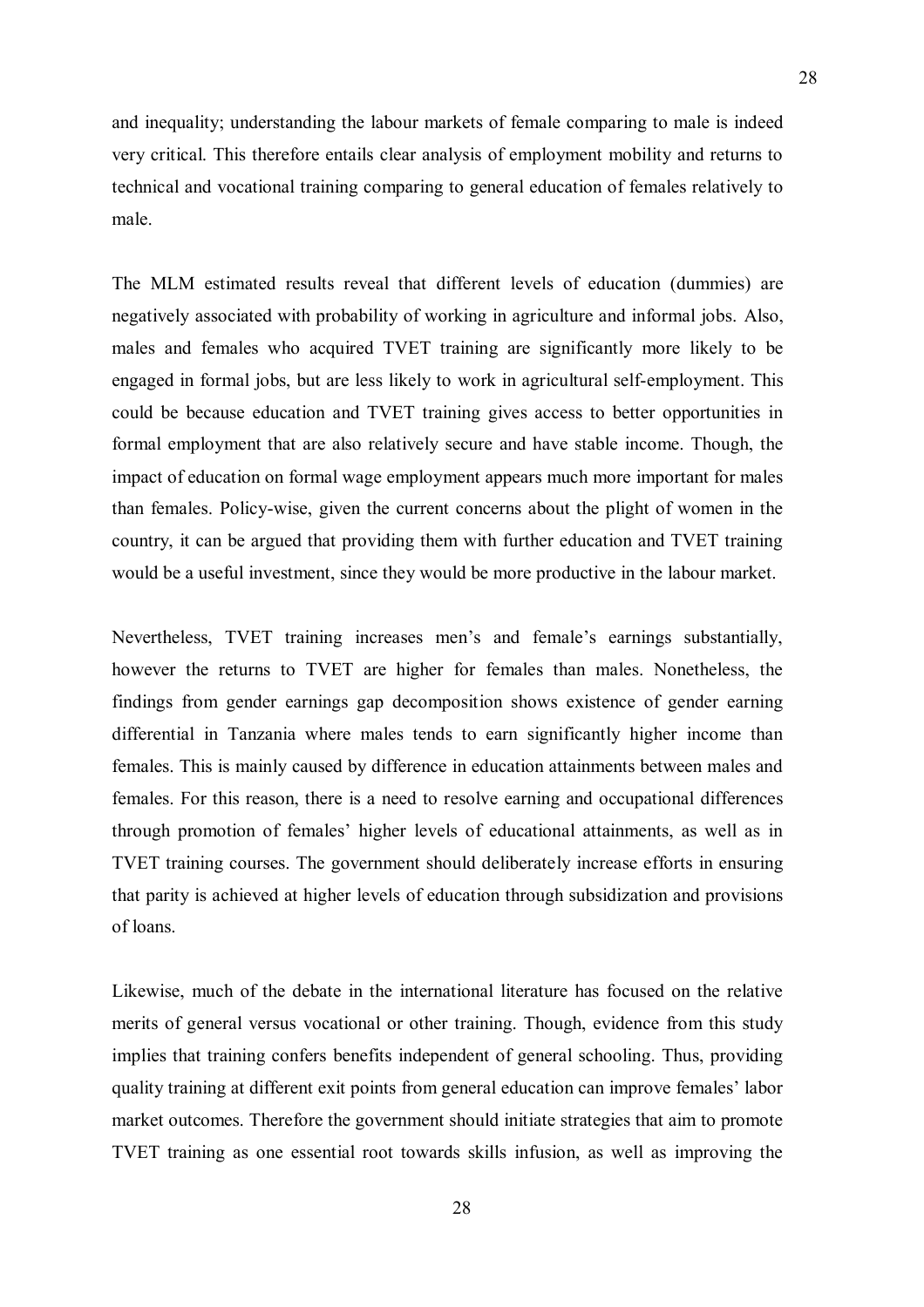and inequality; understanding the labour markets of female comparing to male is indeed very critical. This therefore entails clear analysis of employment mobility and returns to technical and vocational training comparing to general education of females relatively to male.

The MLM estimated results reveal that different levels of education (dummies) are negatively associated with probability of working in agriculture and informal jobs. Also, males and females who acquired TVET training are significantly more likely to be engaged in formal jobs, but are less likely to work in agricultural self-employment. This could be because education and TVET training gives access to better opportunities in formal employment that are also relatively secure and have stable income. Though, the impact of education on formal wage employment appears much more important for males than females. Policy-wise, given the current concerns about the plight of women in the country, it can be argued that providing them with further education and TVET training would be a useful investment, since they would be more productive in the labour market.

Nevertheless, TVET training increases men's and female's earnings substantially, however the returns to TVET are higher for females than males. Nonetheless, the findings from gender earnings gap decomposition shows existence of gender earning differential in Tanzania where males tends to earn significantly higher income than females. This is mainly caused by difference in education attainments between males and females. For this reason, there is a need to resolve earning and occupational differences through promotion of females' higher levels of educational attainments, as well as in TVET training courses. The government should deliberately increase efforts in ensuring that parity is achieved at higher levels of education through subsidization and provisions of loans.

Likewise, much of the debate in the international literature has focused on the relative merits of general versus vocational or other training. Though, evidence from this study implies that training confers benefits independent of general schooling. Thus, providing quality training at different exit points from general education can improve females' labor market outcomes. Therefore the government should initiate strategies that aim to promote TVET training as one essential root towards skills infusion, as well as improving the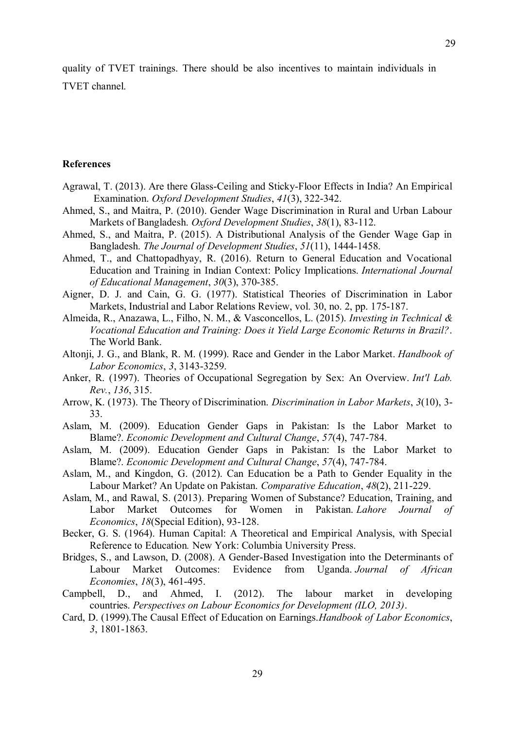quality of TVET trainings. There should be also incentives to maintain individuals in TVET channel.

**References**

Agrawal, T. (2013). Are there Glass-Ceiling and Sticky-Floor Effects in India? An Empirical Examination. *Oxford Development Studies*, *41*(3), 322-342.

Ahmed, S., and Maitra, P. (2010). Gender Wage Discrimination in Rural and Urban Labour Markets of Bangladesh. *Oxford Development Studies*, *38*(1), 83-112.

Ahmed, S., and Maitra, P. (2015). A Distributional Analysis of the Gender Wage Gap in Bangladesh. *The Journal of Development Studies*, *51*(11), 1444-1458.

Ahmed, T., and Chattopadhyay, R. (2016). Return to General Education and Vocational Education and Training in Indian Context: Policy Implications. *International Journal of Educational Management*, *30*(3), 370-385.

Aigner, D. J. and Cain, G. G. (1977). Statistical Theories of Discrimination in Labor Markets, Industrial and Labor Relations Review, vol. 30, no. 2, pp. 175-187.

Almeida, R., Anazawa, L., Filho, N. M., & Vasconcellos, L. (2015). *Investing in Technical & Vocational Education and Training: Does it Yield Large Economic Returns in Brazil?*. The World Bank.

Altonji, J. G., and Blank, R. M. (1999). Race and Gender in the Labor Market. *Handbook of Labor Economics*, *3*, 3143-3259.

Anker, R. (1997). Theories of Occupational Segregation by Sex: An Overview. *Int'l Lab. Rev.*, *136*, 315.

Arrow, K. (1973). The Theory of Discrimination. *Discrimination in Labor Markets*, *3*(10), 3-33.

Aslam, M. (2009). Education Gender Gaps in Pakistan: Is the Labor Market to Blame?. *Economic Development and Cultural Change*, *57*(4), 747-784.

Aslam, M. (2009). Education Gender Gaps in Pakistan: Is the Labor Market to Blame?. *Economic Development and Cultural Change*, *57*(4), 747-784.

Aslam, M., and Kingdon, G. (2012). Can Education be a Path to Gender Equality in the Labour Market? An Update on Pakistan. *Comparative Education*, *48*(2), 211-229.

Aslam, M., and Rawal, S. (2013). Preparing Women of Substance? Education, Training, and Labor Market Outcomes for Women in Pakistan. *Lahore Journal of Economics*, *18*(Special Edition), 93-128.

Becker, G. S. (1964). Human Capital: A Theoretical and Empirical Analysis, with Special Reference to Education. New York: Columbia University Press.

Bridges, S., and Lawson, D. (2008). A Gender-Based Investigation into the Determinants of Labour Market Outcomes: Evidence from Uganda. *Journal of African Economies*, *18*(3), 461-495.

Campbell, D., and Ahmed, I. (2012). The labour market in developing countries. *Perspectives on Labour Economics for Development (ILO, 2013)*.

Card, D. (1999).The Causal Effect of Education on Earnings.*Handbook of Labor Economics*, *3*, 1801-1863.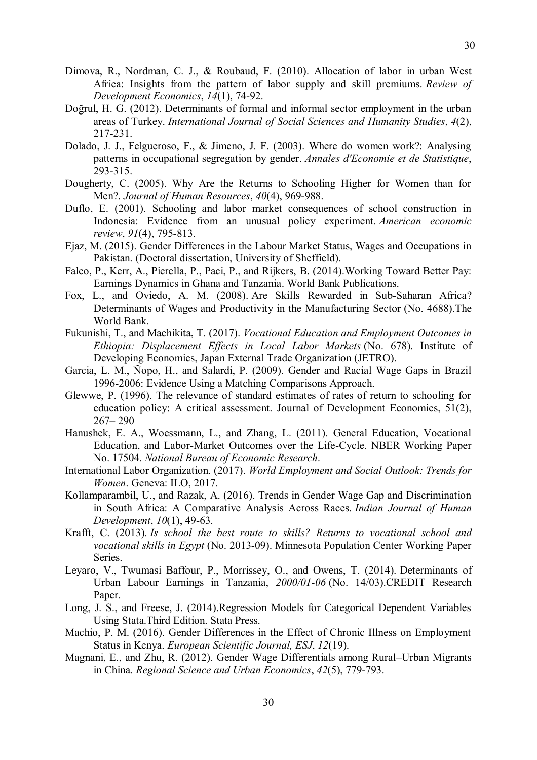Dimova, R., Nordman, C. J., & Roubaud, F. (2010). Allocation of labor in urban West Africa: Insights from the pattern of labor supply and skill premiums. *Review of Development Economics*, *14*(1), 74-92.

Doğrul, H. G. (2012). Determinants of formal and informal sector employment in the urban areas of Turkey. *International Journal of Social Sciences and Humanity Studies*, *4*(2), 217-231.

Dolado, J. J., Felgueroso, F., & Jimeno, J. F. (2003). Where do women work?: Analysing patterns in occupational segregation by gender. *Annales d'Economie et de Statistique*, 293-315.

Dougherty, C. (2005). Why Are the Returns to Schooling Higher for Women than for Men?. *Journal of Human Resources*, *40*(4), 969-988.

Duflo, E. (2001). Schooling and labor market consequences of school construction in Indonesia: Evidence from an unusual policy experiment. *American economic review*, *91*(4), 795-813.

Ejaz, M. (2015). Gender Differences in the Labour Market Status, Wages and Occupations in Pakistan. (Doctoral dissertation, University of Sheffield).

Falco, P., Kerr, A., Pierella, P., Paci, P., and Rijkers, B. (2014).Working Toward Better Pay: Earnings Dynamics in Ghana and Tanzania. World Bank Publications.

Fox, L., and Oviedo, A. M. (2008). Are Skills Rewarded in Sub-Saharan Africa? Determinants of Wages and Productivity in the Manufacturing Sector (No. 4688).The World Bank.

Fukunishi, T., and Machikita, T. (2017). *Vocational Education and Employment Outcomes in Ethiopia: Displacement Effects in Local Labor Markets* (No. 678). Institute of Developing Economies, Japan External Trade Organization (JETRO).

Garcia, L. M., Ñopo, H., and Salardi, P. (2009). Gender and Racial Wage Gaps in Brazil 1996-2006: Evidence Using a Matching Comparisons Approach.

Glewwe, P. (1996). The relevance of standard estimates of rates of return to schooling for education policy: A critical assessment. Journal of Development Economics, 51(2), 267– 290

Hanushek, E. A., Woessmann, L., and Zhang, L. (2011). General Education, Vocational Education, and Labor-Market Outcomes over the Life-Cycle. NBER Working Paper No. 17504. *National Bureau of Economic Research*.

International Labor Organization. (2017). *World Employment and Social Outlook: Trends for Women*. Geneva: ILO, 2017.

Kollamparambil, U., and Razak, A. (2016). Trends in Gender Wage Gap and Discrimination in South Africa: A Comparative Analysis Across Races. *Indian Journal of Human Development*, *10*(1), 49-63.

Krafft, C. (2013). *Is school the best route to skills? Returns to vocational school and vocational skills in Egypt* (No. 2013-09). Minnesota Population Center Working Paper Series.

Leyaro, V., Twumasi Baffour, P., Morrissey, O., and Owens, T. (2014). Determinants of Urban Labour Earnings in Tanzania, *2000/01-06* (No. 14/03).CREDIT Research Paper.

Long, J. S., and Freese, J. (2014).Regression Models for Categorical Dependent Variables Using Stata.Third Edition. Stata Press.

Machio, P. M. (2016). Gender Differences in the Effect of Chronic Illness on Employment Status in Kenya. *European Scientific Journal, ESJ*, *12*(19).

Magnani, E., and Zhu, R. (2012). Gender Wage Differentials among Rural–Urban Migrants in China. *Regional Science and Urban Economics*, *42*(5), 779-793.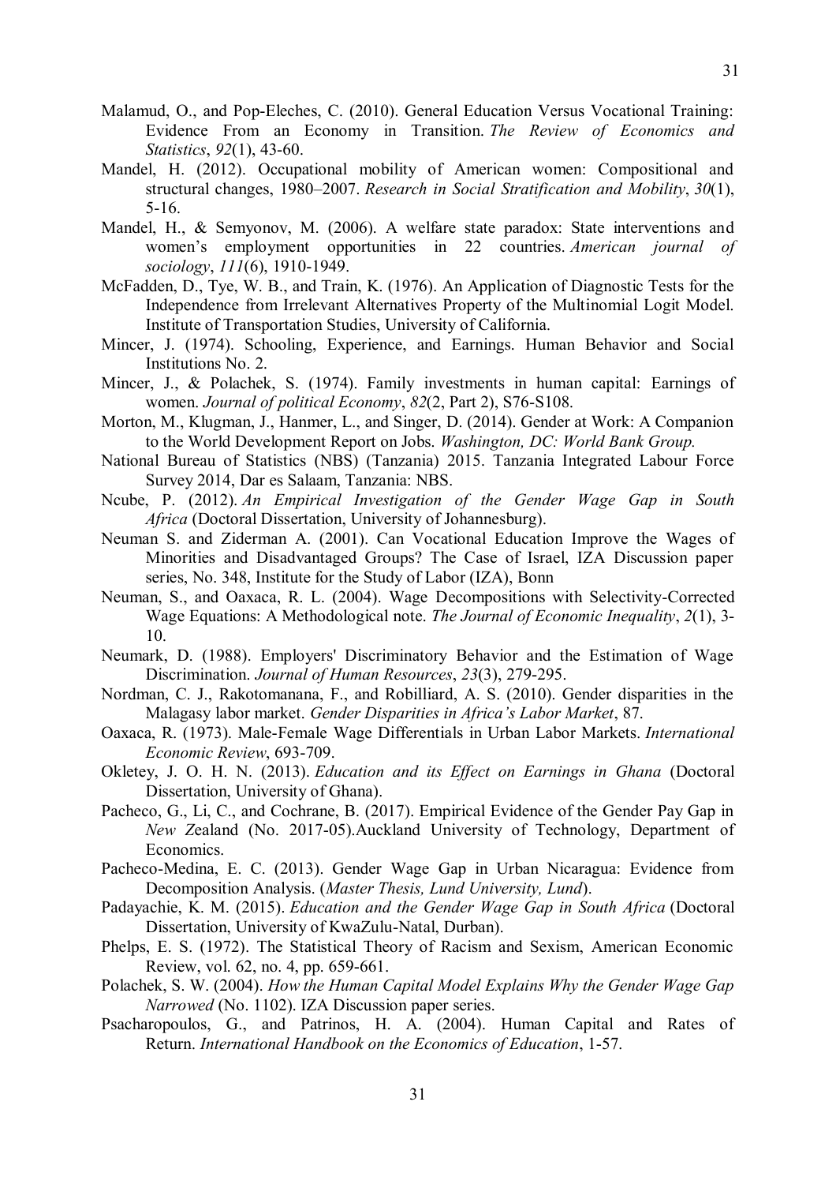Malamud, O., and Pop-Eleches, C. (2010). General Education Versus Vocational Training: Evidence From an Economy in Transition. *The Review of Economics and Statistics*, *92*(1), 43-60.

Mandel, H. (2012). Occupational mobility of American women: Compositional and structural changes, 1980–2007. *Research in Social Stratification and Mobility*, *30*(1), 5-16.

Mandel, H., & Semyonov, M. (2006). A welfare state paradox: State interventions and women's employment opportunities in 22 countries. *American journal of sociology*, *111*(6), 1910-1949.

McFadden, D., Tye, W. B., and Train, K. (1976). An Application of Diagnostic Tests for the Independence from Irrelevant Alternatives Property of the Multinomial Logit Model. Institute of Transportation Studies, University of California.

Mincer, J. (1974). Schooling, Experience, and Earnings. Human Behavior and Social Institutions No. 2.

Mincer, J., & Polachek, S. (1974). Family investments in human capital: Earnings of women. *Journal of political Economy*, *82*(2, Part 2), S76-S108.

Morton, M., Klugman, J., Hanmer, L., and Singer, D. (2014). Gender at Work: A Companion to the World Development Report on Jobs. *Washington, DC: World Bank Group.*

National Bureau of Statistics (NBS) (Tanzania) 2015. Tanzania Integrated Labour Force Survey 2014, Dar es Salaam, Tanzania: NBS.

Ncube, P. (2012). *An Empirical Investigation of the Gender Wage Gap in South Africa* (Doctoral Dissertation, University of Johannesburg).

Neuman S. and Ziderman A. (2001). Can Vocational Education Improve the Wages of Minorities and Disadvantaged Groups? The Case of Israel, IZA Discussion paper series, No. 348, Institute for the Study of Labor (IZA), Bonn

Neuman, S., and Oaxaca, R. L. (2004). Wage Decompositions with Selectivity-Corrected Wage Equations: A Methodological note. *The Journal of Economic Inequality*, *2*(1), 3-10.

Neumark, D. (1988). Employers' Discriminatory Behavior and the Estimation of Wage Discrimination. *Journal of Human Resources*, *23*(3), 279-295.

Nordman, C. J., Rakotomanana, F., and Robilliard, A. S. (2010). Gender disparities in the Malagasy labor market. *Gender Disparities in Africa's Labor Market*, 87.

Oaxaca, R. (1973). Male-Female Wage Differentials in Urban Labor Markets. *International Economic Review*, 693-709.

Okletey, J. O. H. N. (2013). *Education and its Effect on Earnings in Ghana* (Doctoral Dissertation, University of Ghana).

Pacheco, G., Li, C., and Cochrane, B. (2017). Empirical Evidence of the Gender Pay Gap in *New Z*ealand (No. 2017-05).Auckland University of Technology, Department of Economics.

Pacheco-Medina, E. C. (2013). Gender Wage Gap in Urban Nicaragua: Evidence from Decomposition Analysis. (*Master Thesis, Lund University, Lund*).

Padayachie, K. M. (2015). *Education and the Gender Wage Gap in South Africa* (Doctoral Dissertation, University of KwaZulu-Natal, Durban).

Phelps, E. S. (1972). The Statistical Theory of Racism and Sexism, American Economic Review, vol. 62, no. 4, pp. 659-661.

Polachek, S. W. (2004). *How the Human Capital Model Explains Why the Gender Wage Gap Narrowed* (No. 1102). IZA Discussion paper series.

Psacharopoulos, G., and Patrinos, H. A. (2004). Human Capital and Rates of Return. *International Handbook on the Economics of Education*, 1-57.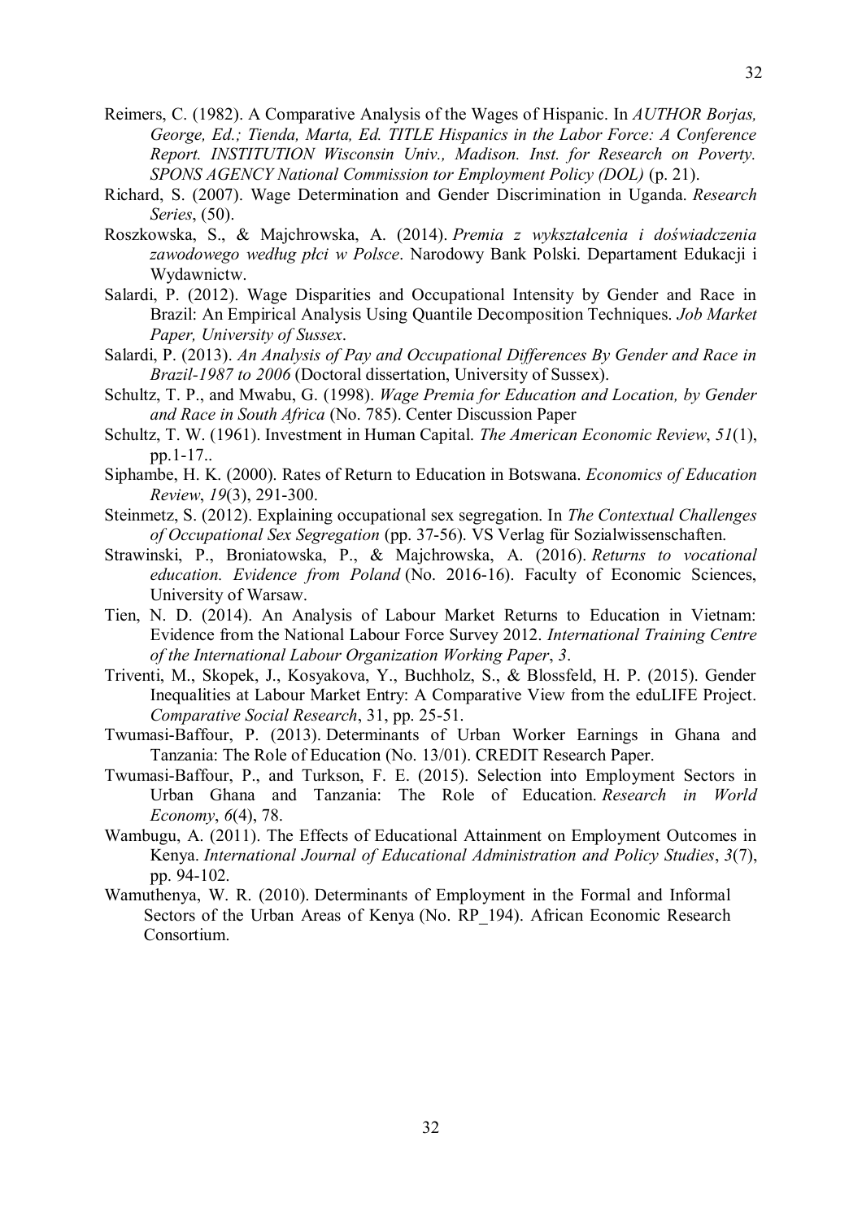Reimers, C. (1982). A Comparative Analysis of the Wages of Hispanic. In *AUTHOR Borjas, George, Ed.; Tienda, Marta, Ed. TITLE Hispanics in the Labor Force: A Conference Report. INSTITUTION Wisconsin Univ., Madison. Inst. for Research on Poverty. SPONS AGENCY National Commission tor Employment Policy (DOL)* (p. 21).

Richard, S. (2007). Wage Determination and Gender Discrimination in Uganda. *Research Series*, (50).

Roszkowska, S., & Majchrowska, A. (2014). *Premia z wykształcenia i doświadczenia zawodowego według płci w Polsce*. Narodowy Bank Polski. Departament Edukacji i Wydawnictw.

Salardi, P. (2012). Wage Disparities and Occupational Intensity by Gender and Race in Brazil: An Empirical Analysis Using Quantile Decomposition Techniques. *Job Market Paper, University of Sussex*.

Salardi, P. (2013). *An Analysis of Pay and Occupational Differences By Gender and Race in Brazil-1987 to 2006* (Doctoral dissertation, University of Sussex).

Schultz, T. P., and Mwabu, G. (1998). *Wage Premia for Education and Location, by Gender and Race in South Africa* (No. 785). Center Discussion Paper

Schultz, T. W. (1961). Investment in Human Capital. *The American Economic Review*, *51*(1), pp.1-17..

Siphambe, H. K. (2000). Rates of Return to Education in Botswana. *Economics of Education Review*, *19*(3), 291-300.

Steinmetz, S. (2012). Explaining occupational sex segregation. In *The Contextual Challenges of Occupational Sex Segregation* (pp. 37-56). VS Verlag für Sozialwissenschaften.

Strawinski, P., Broniatowska, P., & Majchrowska, A. (2016). *Returns to vocational education. Evidence from Poland* (No. 2016-16). Faculty of Economic Sciences, University of Warsaw.

Tien, N. D. (2014). An Analysis of Labour Market Returns to Education in Vietnam: Evidence from the National Labour Force Survey 2012. *International Training Centre of the International Labour Organization Working Paper*, *3*.

Triventi, M., Skopek, J., Kosyakova, Y., Buchholz, S., & Blossfeld, H. P. (2015). Gender Inequalities at Labour Market Entry: A Comparative View from the eduLIFE Project. *Comparative Social Research*, 31, pp. 25-51.

Twumasi-Baffour, P. (2013). Determinants of Urban Worker Earnings in Ghana and Tanzania: The Role of Education (No. 13/01). CREDIT Research Paper.

Twumasi-Baffour, P., and Turkson, F. E. (2015). Selection into Employment Sectors in Urban Ghana and Tanzania: The Role of Education. *Research in World Economy*, *6*(4), 78.

Wambugu, A. (2011). The Effects of Educational Attainment on Employment Outcomes in Kenya. *International Journal of Educational Administration and Policy Studies*, *3*(7), pp. 94-102.

Wamuthenya, W. R. (2010). Determinants of Employment in the Formal and Informal Sectors of the Urban Areas of Kenya (No. RP_194). African Economic Research Consortium.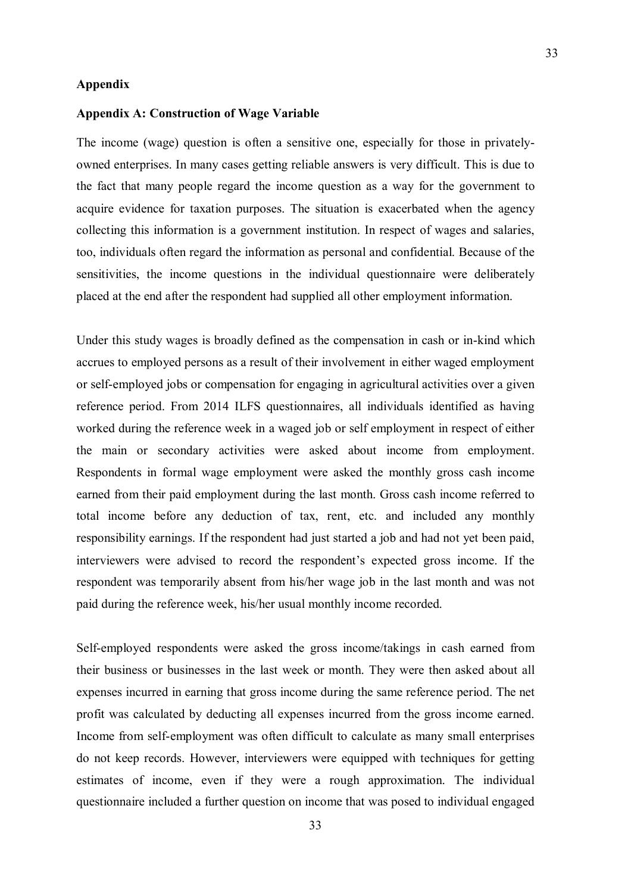## Appendix

### Appendix A: Construction of Wage Variable

The income (wage) question is often a sensitive one, especially for those in privately-owned enterprises. In many cases getting reliable answers is very difficult. This is due to the fact that many people regard the income question as a way for the government to acquire evidence for taxation purposes. The situation is exacerbated when the agency collecting this information is a government institution. In respect of wages and salaries, too, individuals often regard the information as personal and confidential. Because of the sensitivities, the income questions in the individual questionnaire were deliberately placed at the end after the respondent had supplied all other employment information.

Under this study wages is broadly defined as the compensation in cash or in-kind which accrues to employed persons as a result of their involvement in either waged employment or self-employed jobs or compensation for engaging in agricultural activities over a given reference period. From 2014 ILFS questionnaires, all individuals identified as having worked during the reference week in a waged job or self employment in respect of either the main or secondary activities were asked about income from employment. Respondents in formal wage employment were asked the monthly gross cash income earned from their paid employment during the last month. Gross cash income referred to total income before any deduction of tax, rent, etc. and included any monthly responsibility earnings. If the respondent had just started a job and had not yet been paid, interviewers were advised to record the respondent's expected gross income. If the respondent was temporarily absent from his/her wage job in the last month and was not paid during the reference week, his/her usual monthly income recorded.

Self-employed respondents were asked the gross income/takings in cash earned from their business or businesses in the last week or month. They were then asked about all expenses incurred in earning that gross income during the same reference period. The net profit was calculated by deducting all expenses incurred from the gross income earned. Income from self-employment was often difficult to calculate as many small enterprises do not keep records. However, interviewers were equipped with techniques for getting estimates of income, even if they were a rough approximation. The individual questionnaire included a further question on income that was posed to individual engaged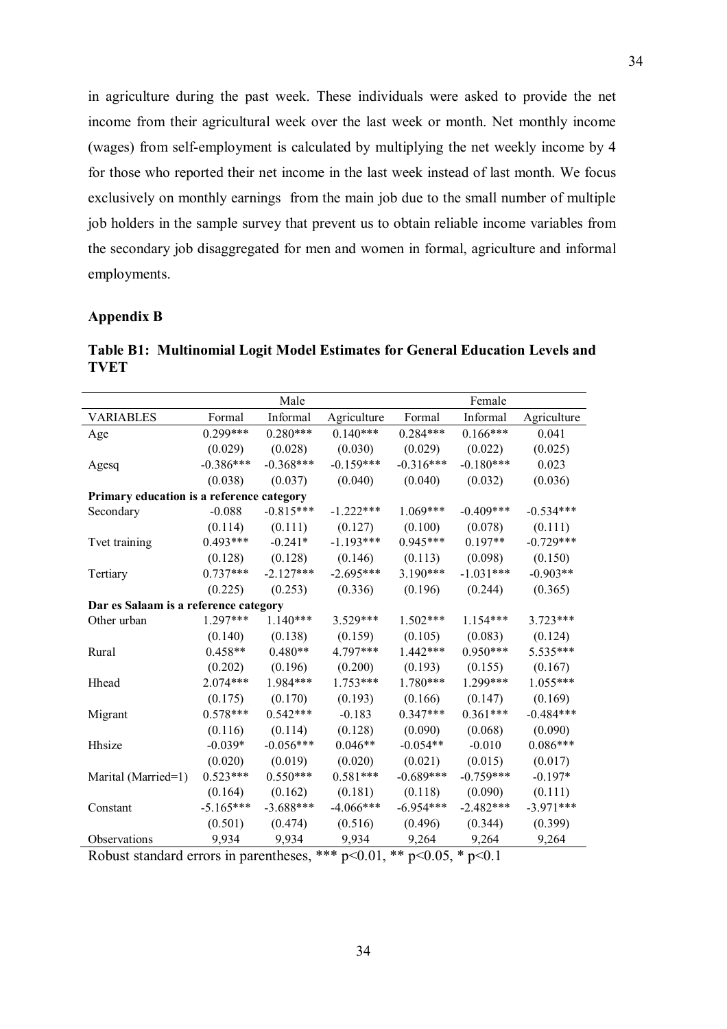in agriculture during the past week. These individuals were asked to provide the net income from their agricultural week over the last week or month. Net monthly income (wages) from self-employment is calculated by multiplying the net weekly income by 4 for those who reported their net income in the last week instead of last month. We focus exclusively on monthly earnings from the main job due to the small number of multiple job holders in the sample survey that prevent us to obtain reliable income variables from the secondary job disaggregated for men and women in formal, agriculture and informal employments.

## Appendix B

**Table B1: Multinomial Logit Model Estimates for General Education Levels and TVET**

| | Male | | | Female | | |
|---|---|---|---|---|---|---|
| VARIABLES | Formal | Informal | Agriculture | Formal | Informal | Agriculture |
| Age | 0.299*** | 0.280*** | 0.140*** | 0.284*** | 0.166*** | 0.041 |
| | (0.029) | (0.028) | (0.030) | (0.029) | (0.022) | (0.025) |
| Agesq | -0.386*** | -0.368*** | -0.159*** | -0.316*** | -0.180*** | 0.023 |
| | (0.038) | (0.037) | (0.040) | (0.040) | (0.032) | (0.036) |
| **Primary education is a reference category** | | | | | | |
| Secondary | -0.088 | -0.815*** | -1.222*** | 1.069*** | -0.409*** | -0.534*** |
| | (0.114) | (0.111) | (0.127) | (0.100) | (0.078) | (0.111) |
| Tvet training | 0.493*** | -0.241* | -1.193*** | 0.945*** | 0.197** | -0.729*** |
| | (0.128) | (0.128) | (0.146) | (0.113) | (0.098) | (0.150) |
| Tertiary | 0.737*** | -2.127*** | -2.695*** | 3.190*** | -1.031*** | -0.903** |
| | (0.225) | (0.253) | (0.336) | (0.196) | (0.244) | (0.365) |
| **Dar es Salaam is a reference category** | | | | | | |
| Other urban | 1.297*** | 1.140*** | 3.529*** | 1.502*** | 1.154*** | 3.723*** |
| | (0.140) | (0.138) | (0.159) | (0.105) | (0.083) | (0.124) |
| Rural | 0.458** | 0.480** | 4.797*** | 1.442*** | 0.950*** | 5.535*** |
| | (0.202) | (0.196) | (0.200) | (0.193) | (0.155) | (0.167) |
| Hhead | 2.074*** | 1.984*** | 1.753*** | 1.780*** | 1.299*** | 1.055*** |
| | (0.175) | (0.170) | (0.193) | (0.166) | (0.147) | (0.169) |
| Migrant | 0.578*** | 0.542*** | -0.183 | 0.347*** | 0.361*** | -0.484*** |
| | (0.116) | (0.114) | (0.128) | (0.090) | (0.068) | (0.090) |
| Hhsize | -0.039* | -0.056*** | 0.046** | -0.054** | -0.010 | 0.086*** |
| | (0.020) | (0.019) | (0.020) | (0.021) | (0.015) | (0.017) |
| Marital (Married=1) | 0.523*** | 0.550*** | 0.581*** | -0.689*** | -0.759*** | -0.197* |
| | (0.164) | (0.162) | (0.181) | (0.118) | (0.090) | (0.111) |
| Constant | -5.165*** | -3.688*** | -4.066*** | -6.954*** | -2.482*** | -3.971*** |
| | (0.501) | (0.474) | (0.516) | (0.496) | (0.344) | (0.399) |
| Observations | 9,934 | 9,934 | 9,934 | 9,264 | 9,264 | 9,264 |

Robust standard errors in parentheses, *** $p<0.01$, ** $p<0.05$, * $p<0.1$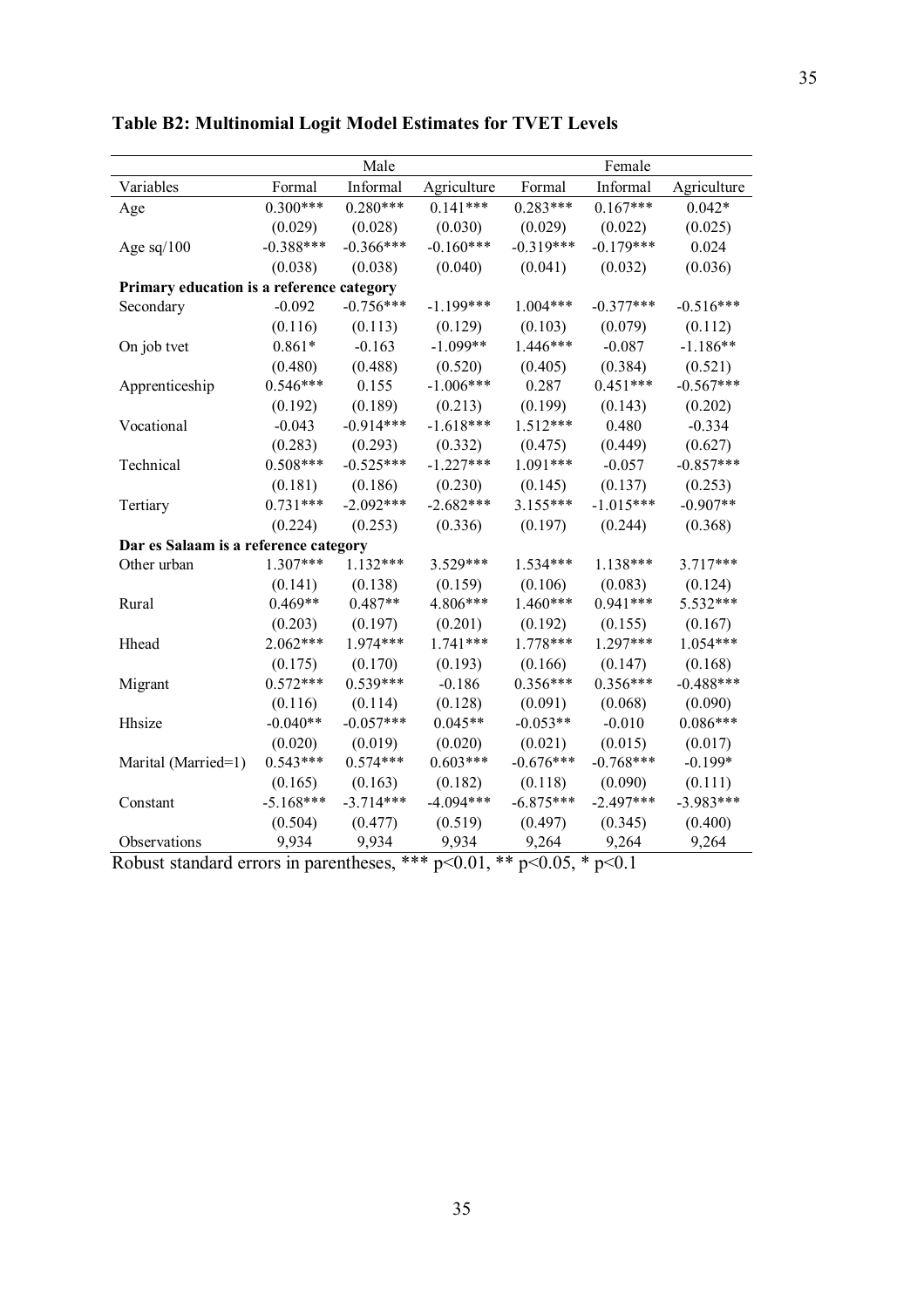**Table B2: Multinomial Logit Model Estimates for TVET Levels**

| | Male | | | Female | | |
|---|---|---|---|---|---|---|
| Variables | Formal | Informal | Agriculture | Formal | Informal | Agriculture |
| Age | 0.300*** | 0.280*** | 0.141*** | 0.283*** | 0.167*** | 0.042* |
| | (0.029) | (0.028) | (0.030) | (0.029) | (0.022) | (0.025) |
| Age sq/100 | -0.388*** | -0.366*** | -0.160*** | -0.319*** | -0.179*** | 0.024 |
| | (0.038) | (0.038) | (0.040) | (0.041) | (0.032) | (0.036) |
| **Primary education is a reference category** | | | | | | |
| Secondary | -0.092 | -0.756*** | -1.199*** | 1.004*** | -0.377*** | -0.516*** |
| | (0.116) | (0.113) | (0.129) | (0.103) | (0.079) | (0.112) |
| On job tvet | 0.861* | -0.163 | -1.099** | 1.446*** | -0.087 | -1.186** |
| | (0.480) | (0.488) | (0.520) | (0.405) | (0.384) | (0.521) |
| Apprenticeship | 0.546*** | 0.155 | -1.006*** | 0.287 | 0.451*** | -0.567*** |
| | (0.192) | (0.189) | (0.213) | (0.199) | (0.143) | (0.202) |
| Vocational | -0.043 | -0.914*** | -1.618*** | 1.512*** | 0.480 | -0.334 |
| | (0.283) | (0.293) | (0.332) | (0.475) | (0.449) | (0.627) |
| Technical | 0.508*** | -0.525*** | -1.227*** | 1.091*** | -0.057 | -0.857*** |
| | (0.181) | (0.186) | (0.230) | (0.145) | (0.137) | (0.253) |
| Tertiary | 0.731*** | -2.092*** | -2.682*** | 3.155*** | -1.015*** | -0.907** |
| | (0.224) | (0.253) | (0.336) | (0.197) | (0.244) | (0.368) |
| **Dar es Salaam is a reference category** | | | | | | |
| Other urban | 1.307*** | 1.132*** | 3.529*** | 1.534*** | 1.138*** | 3.717*** |
| | (0.141) | (0.138) | (0.159) | (0.106) | (0.083) | (0.124) |
| Rural | 0.469** | 0.487** | 4.806*** | 1.460*** | 0.941*** | 5.532*** |
| | (0.203) | (0.197) | (0.201) | (0.192) | (0.155) | (0.167) |
| Hhead | 2.062*** | 1.974*** | 1.741*** | 1.778*** | 1.297*** | 1.054*** |
| | (0.175) | (0.170) | (0.193) | (0.166) | (0.147) | (0.168) |
| Migrant | 0.572*** | 0.539*** | -0.186 | 0.356*** | 0.356*** | -0.488*** |
| | (0.116) | (0.114) | (0.128) | (0.091) | (0.068) | (0.090) |
| Hhsize | -0.040** | -0.057*** | 0.045** | -0.053** | -0.010 | 0.086*** |
| | (0.020) | (0.019) | (0.020) | (0.021) | (0.015) | (0.017) |
| Marital (Married=1) | 0.543*** | 0.574*** | 0.603*** | -0.676*** | -0.768*** | -0.199* |
| | (0.165) | (0.163) | (0.182) | (0.118) | (0.090) | (0.111) |
| Constant | -5.168*** | -3.714*** | -4.094*** | -6.875*** | -2.497*** | -3.983*** |
| | (0.504) | (0.477) | (0.519) | (0.497) | (0.345) | (0.400) |
| Observations | 9,934 | 9,934 | 9,934 | 9,264 | 9,264 | 9,264 |

Robust standard errors in parentheses, *** $p<0.01$, ** $p<0.05$, * $p<0.1$